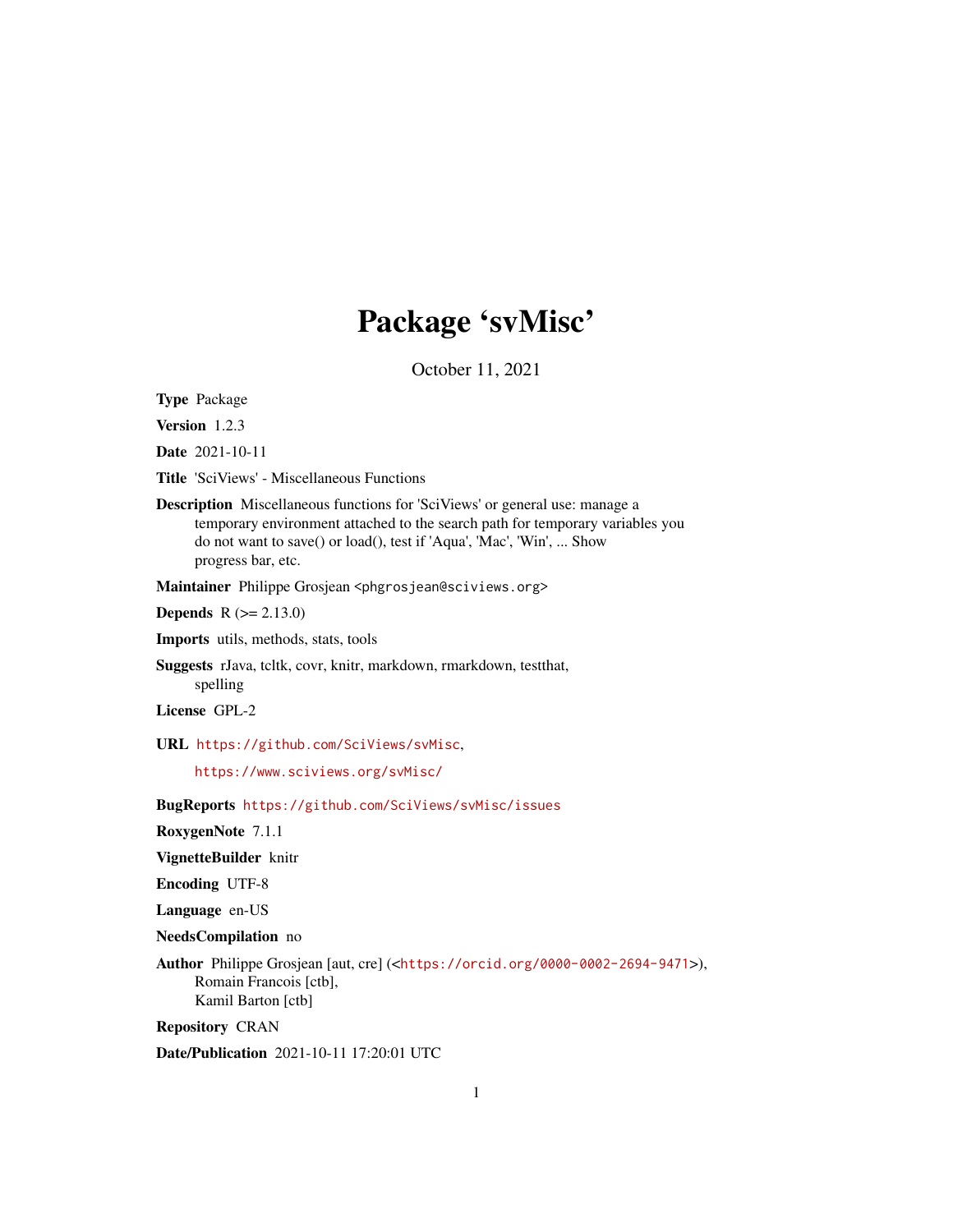# Package 'svMisc'

October 11, 2021

**Type** Package

**Version** 1.2.3

**Date** 2021-10-11

**Title** 'SciViews' - Miscellaneous Functions

**Description** Miscellaneous functions for 'SciViews' or general use: manage a temporary environment attached to the search path for temporary variables you do not want to save() or load(), test if 'Aqua', 'Mac', 'Win', ... Show progress bar, etc.

**Maintainer** Philippe Grosjean <phgrosjean@sciviews.org>

**Depends** R (>= 2.13.0)

**Imports** utils, methods, stats, tools

**Suggests** rJava, tcltk, covr, knitr, markdown, rmarkdown, testthat, spelling

**License** GPL-2

**URL** https://github.com/SciViews/svMisc,

https://www.sciviews.org/svMisc/

**BugReports** https://github.com/SciViews/svMisc/issues

**RoxygenNote** 7.1.1

**VignetteBuilder** knitr

**Encoding** UTF-8

**Language** en-US

**NeedsCompilation** no

**Author** Philippe Grosjean [aut, cre] (<https://orcid.org/0000-0002-2694-9471>), Romain Francois [ctb], Kamil Barton [ctb]

**Repository** CRAN

**Date/Publication** 2021-10-11 17:20:01 UTC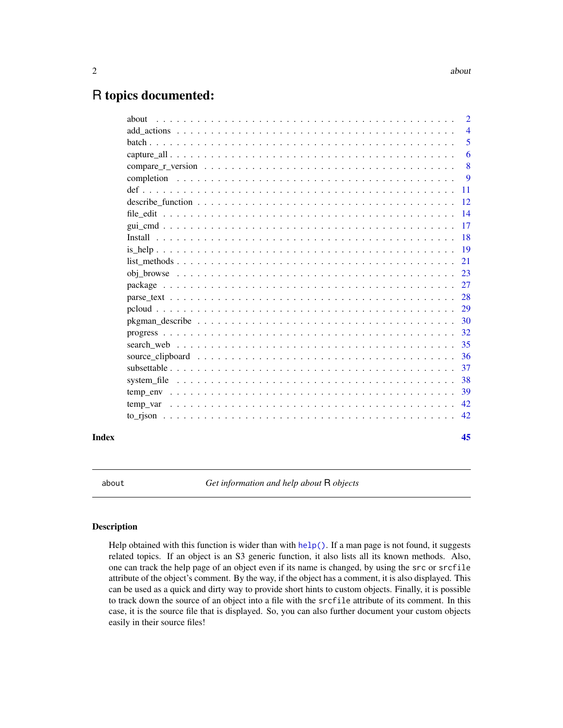# R topics documented:

| | |
|---|---|
| about | 2 |
| add_actions | 4 |
| batch | 5 |
| capture_all | 6 |
| compare_r_version | 8 |
| completion | 9 |
| def | 11 |
| describe_function | 12 |
| file_edit | 14 |
| gui_cmd | 17 |
| Install | 18 |
| is_help | 19 |
| list_methods | 21 |
| obj_browse | 23 |
| package | 27 |
| parse_text | 28 |
| pcloud | 29 |
| pkgman_describe | 30 |
| progress | 32 |
| search_web | 35 |
| source_clipboard | 36 |
| subsettable | 37 |
| system_file | 38 |
| temp_env | 39 |
| temp_var | 42 |
| to_rjson | 42 |

**Index** **45**

---

`about` *Get information and help about* R *objects*

---

### Description

Help obtained with this function is wider than with `help()`. If a man page is not found, it suggests related topics. If an object is an S3 generic function, it also lists all its known methods. Also, one can track the help page of an object even if its name is changed, by using the `src` or `srcfile` attribute of the object's comment. By the way, if the object has a comment, it is also displayed. This can be used as a quick and dirty way to provide short hints to custom objects. Finally, it is possible to track down the source of an object into a file with the `srcfile` attribute of its comment. In this case, it is the source file that is displayed. So, you can also further document your custom objects easily in their source files!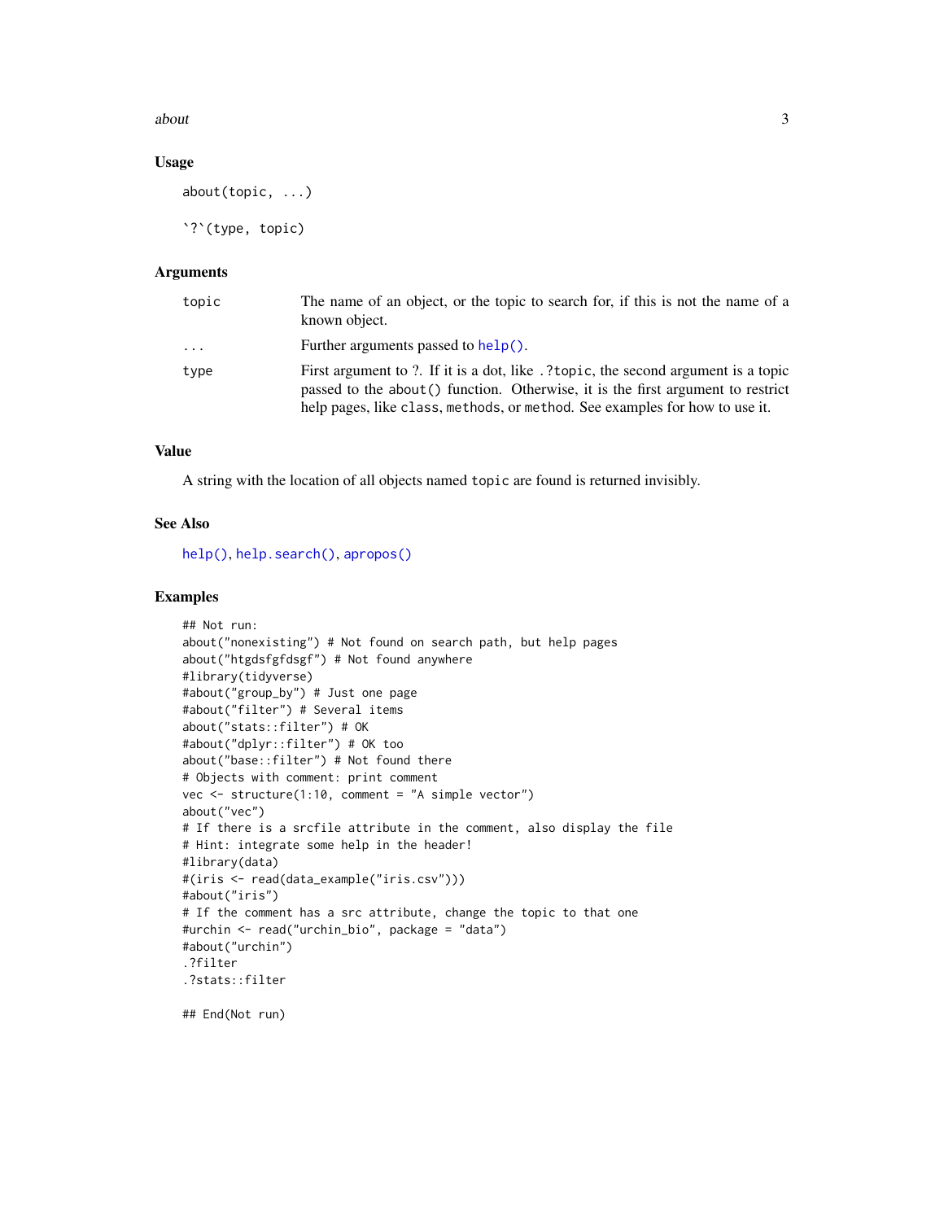### Usage

```
about(topic, ...)

`?`(type, topic)
```

### Arguments

| | |
|---|---|
| topic | The name of an object, or the topic to search for, if this is not the name of a known object. |
| ... | Further arguments passed to help(). |
| type | First argument to ?. If it is a dot, like .?topic, the second argument is a topic passed to the about() function. Otherwise, it is the first argument to restrict help pages, like class, methods, or method. See examples for how to use it. |

### Value

A string with the location of all objects named topic are found is returned invisibly.

### See Also

help(), help.search(), apropos()

### Examples

```
## Not run:
about("nonexisting") # Not found on search path, but help pages
about("htgdsfgfdsgf") # Not found anywhere
#library(tidyverse)
#about("group_by") # Just one page
#about("filter") # Several items
about("stats::filter") # OK
#about("dplyr::filter") # OK too
about("base::filter") # Not found there
# Objects with comment: print comment
vec <- structure(1:10, comment = "A simple vector")
about("vec")
# If there is a srcfile attribute in the comment, also display the file
# Hint: integrate some help in the header!
#library(data)
#(iris <- read(data_example("iris.csv")))
#about("iris")
# If the comment has a src attribute, change the topic to that one
#urchin <- read("urchin_bio", package = "data")
#about("urchin")
.?filter
.?stats::filter

## End(Not run)
```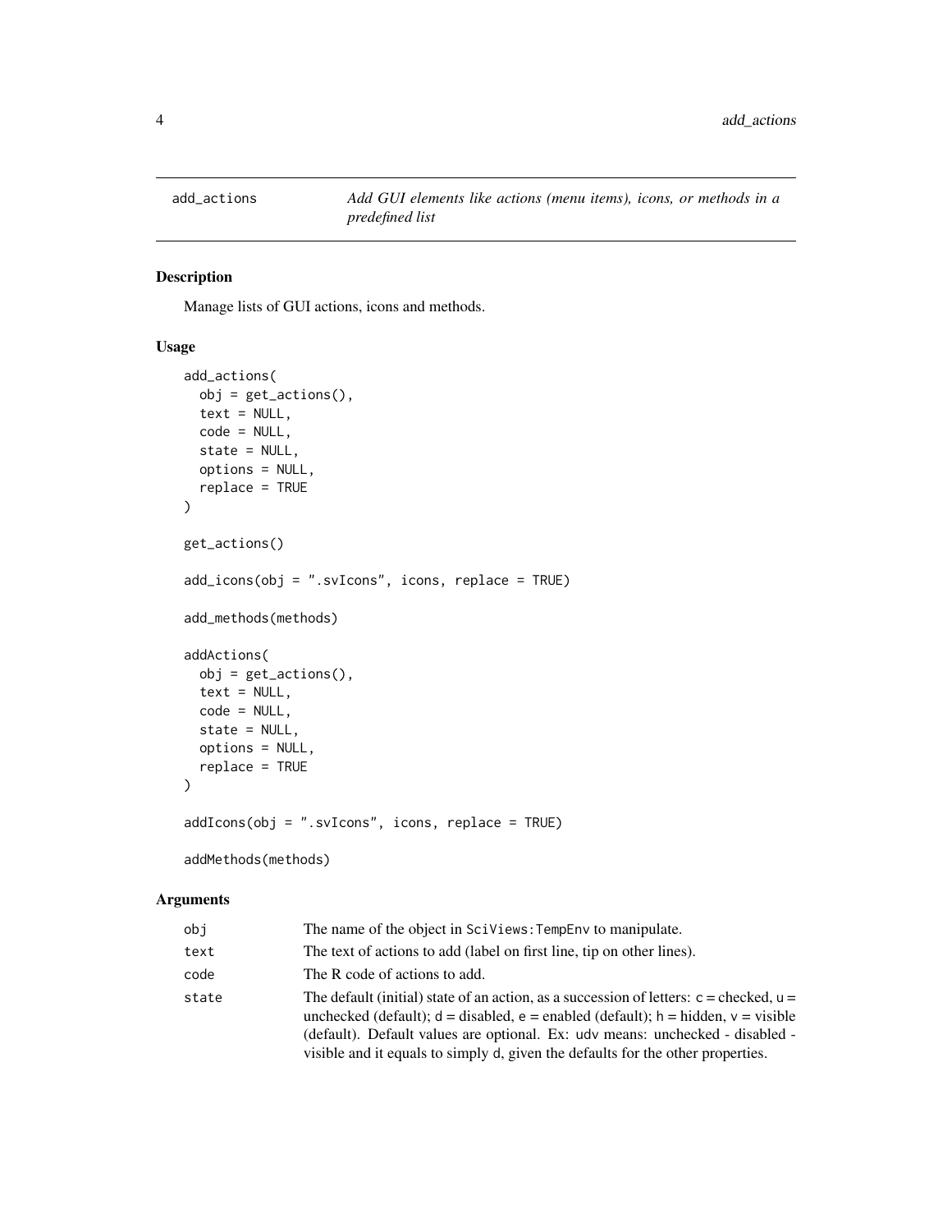add_actions — *Add GUI elements like actions (menu items), icons, or methods in a predefined list*

## Description

Manage lists of GUI actions, icons and methods.

## Usage

```
add_actions(
  obj = get_actions(),
  text = NULL,
  code = NULL,
  state = NULL,
  options = NULL,
  replace = TRUE
)

get_actions()

add_icons(obj = ".svIcons", icons, replace = TRUE)

add_methods(methods)

addActions(
  obj = get_actions(),
  text = NULL,
  code = NULL,
  state = NULL,
  options = NULL,
  replace = TRUE
)

addIcons(obj = ".svIcons", icons, replace = TRUE)

addMethods(methods)
```

## Arguments

| | |
|---|---|
| `obj` | The name of the object in `SciViews:TempEnv` to manipulate. |
| `text` | The text of actions to add (label on first line, tip on other lines). |
| `code` | The R code of actions to add. |
| `state` | The default (initial) state of an action, as a succession of letters: `c` = checked, `u` = unchecked (default); `d` = disabled, `e` = enabled (default); `h` = hidden, `v` = visible (default). Default values are optional. Ex: `udv` means: unchecked - disabled - visible and it equals to simply `d`, given the defaults for the other properties. |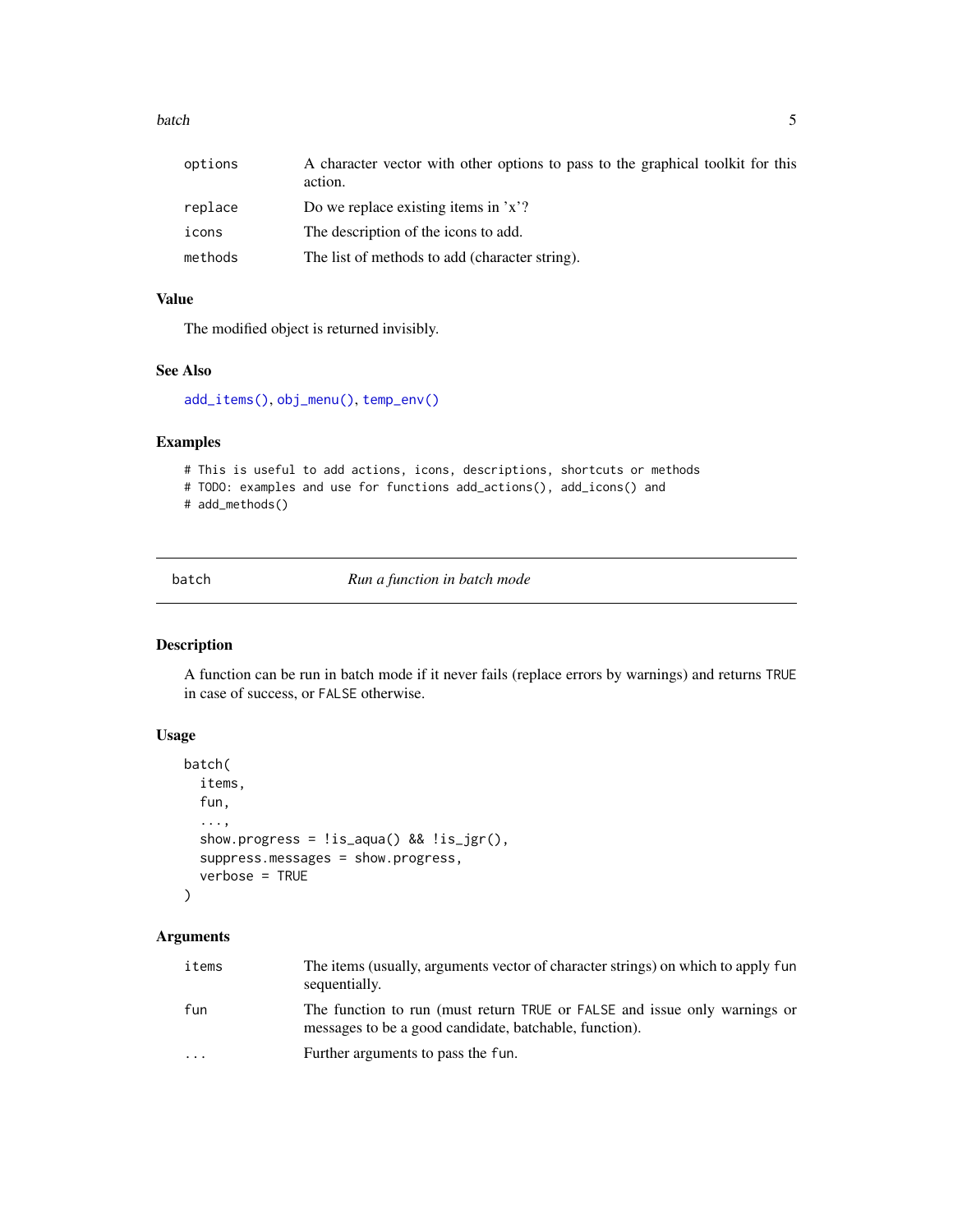| | |
|---|---|
| options | A character vector with other options to pass to the graphical toolkit for this action. |
| replace | Do we replace existing items in 'x'? |
| icons | The description of the icons to add. |
| methods | The list of methods to add (character string). |

### Value

The modified object is returned invisibly.

### See Also

add_items(), obj_menu(), temp_env()

### Examples

```
# This is useful to add actions, icons, descriptions, shortcuts or methods
# TODO: examples and use for functions add_actions(), add_icons() and
# add_methods()
```

---

## batch — *Run a function in batch mode*

### Description

A function can be run in batch mode if it never fails (replace errors by warnings) and returns `TRUE` in case of success, or `FALSE` otherwise.

### Usage

```
batch(
  items,
  fun,
  ...,
  show.progress = !is_aqua() && !is_jgr(),
  suppress.messages = show.progress,
  verbose = TRUE
)
```

### Arguments

| | |
|---|---|
| items | The items (usually, arguments vector of character strings) on which to apply `fun` sequentially. |
| fun | The function to run (must return `TRUE` or `FALSE` and issue only warnings or messages to be a good candidate, batchable, function). |
| ... | Further arguments to pass the `fun`. |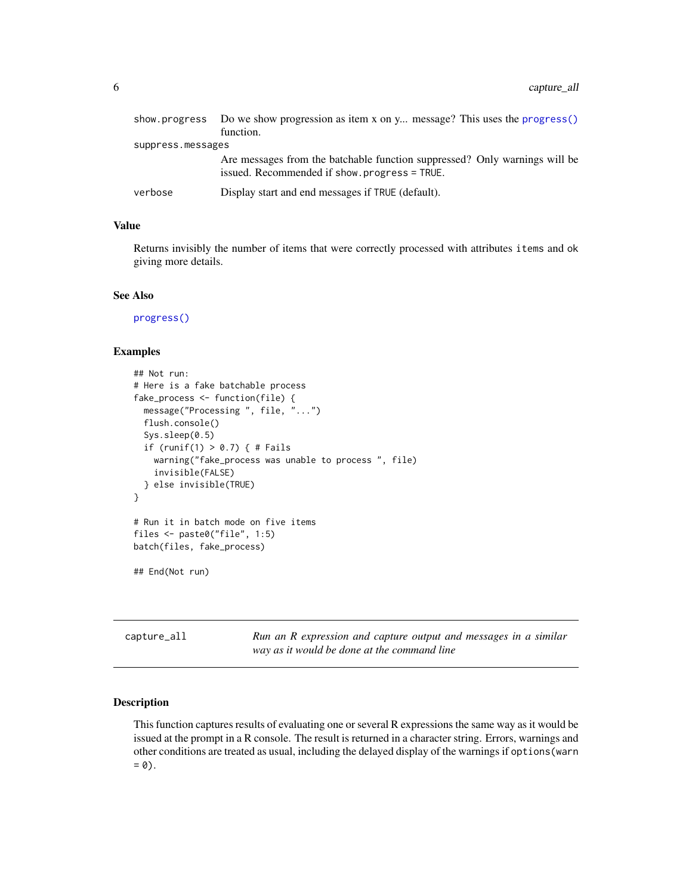| | |
|---|---|
| show.progress | Do we show progression as item x on y... message? This uses the progress() function. |
| suppress.messages | Are messages from the batchable function suppressed? Only warnings will be issued. Recommended if show.progress = TRUE. |
| verbose | Display start and end messages if TRUE (default). |

### Value

Returns invisibly the number of items that were correctly processed with attributes items and ok giving more details.

### See Also

progress()

### Examples

```
## Not run:
# Here is a fake batchable process
fake_process <- function(file) {
  message("Processing ", file, "...")
  flush.console()
  Sys.sleep(0.5)
  if (runif(1) > 0.7) { # Fails
    warning("fake_process was unable to process ", file)
    invisible(FALSE)
  } else invisible(TRUE)
}

# Run it in batch mode on five items
files <- paste0("file", 1:5)
batch(files, fake_process)

## End(Not run)
```

## capture_all — *Run an R expression and capture output and messages in a similar way as it would be done at the command line*

### Description

This function captures results of evaluating one or several R expressions the same way as it would be issued at the prompt in a R console. The result is returned in a character string. Errors, warnings and other conditions are treated as usual, including the delayed display of the warnings if options(warn = 0).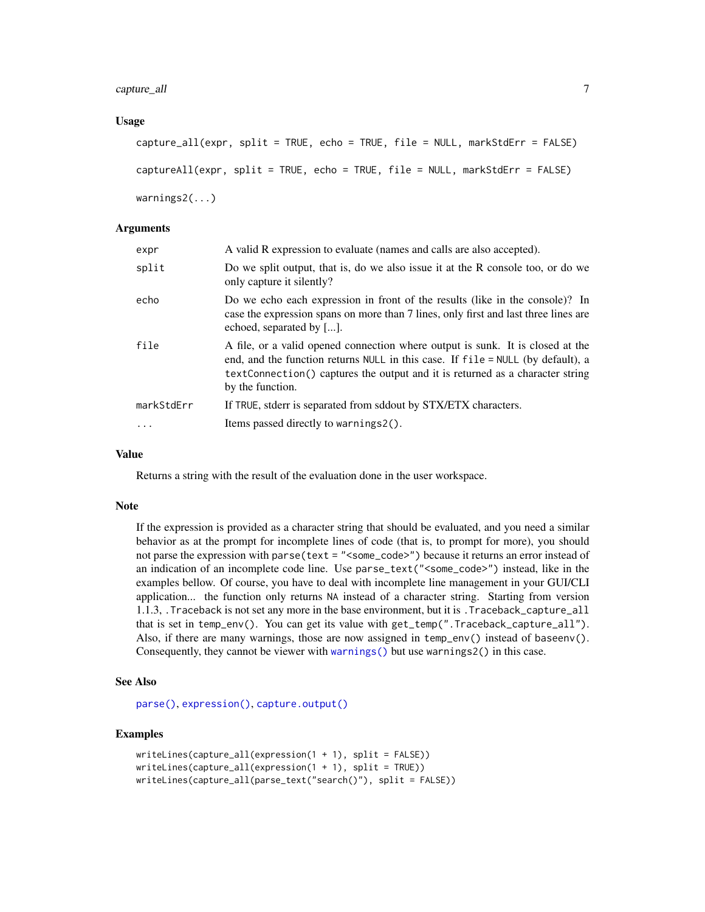### Usage

```
capture_all(expr, split = TRUE, echo = TRUE, file = NULL, markStdErr = FALSE)

captureAll(expr, split = TRUE, echo = TRUE, file = NULL, markStdErr = FALSE)

warnings2(...)
```

### Arguments

| | |
|---|---|
| `expr` | A valid R expression to evaluate (names and calls are also accepted). |
| `split` | Do we split output, that is, do we also issue it at the R console too, or do we only capture it silently? |
| `echo` | Do we echo each expression in front of the results (like in the console)? In case the expression spans on more than 7 lines, only first and last three lines are echoed, separated by [...]. |
| `file` | A file, or a valid opened connection where output is sunk. It is closed at the end, and the function returns `NULL` in this case. If `file = NULL` (by default), a `textConnection()` captures the output and it is returned as a character string by the function. |
| `markStdErr` | If `TRUE`, stderr is separated from sddout by STX/ETX characters. |
| `...` | Items passed directly to `warnings2()`. |

### Value

Returns a string with the result of the evaluation done in the user workspace.

### Note

If the expression is provided as a character string that should be evaluated, and you need a similar behavior as at the prompt for incomplete lines of code (that is, to prompt for more), you should not parse the expression with `parse(text = "<some_code>")` because it returns an error instead of an indication of an incomplete code line. Use `parse_text("<some_code>")` instead, like in the examples bellow. Of course, you have to deal with incomplete line management in your GUI/CLI application... the function only returns `NA` instead of a character string. Starting from version 1.1.3, `.Traceback` is not set any more in the base environment, but it is `.Traceback_capture_all` that is set in `temp_env()`. You can get its value with `get_temp(".Traceback_capture_all")`. Also, if there are many warnings, those are now assigned in `temp_env()` instead of `baseenv()`. Consequently, they cannot be viewer with `warnings()` but use `warnings2()` in this case.

### See Also

`parse()`, `expression()`, `capture.output()`

### Examples

```
writeLines(capture_all(expression(1 + 1), split = FALSE))
writeLines(capture_all(expression(1 + 1), split = TRUE))
writeLines(capture_all(parse_text("search()"), split = FALSE))
```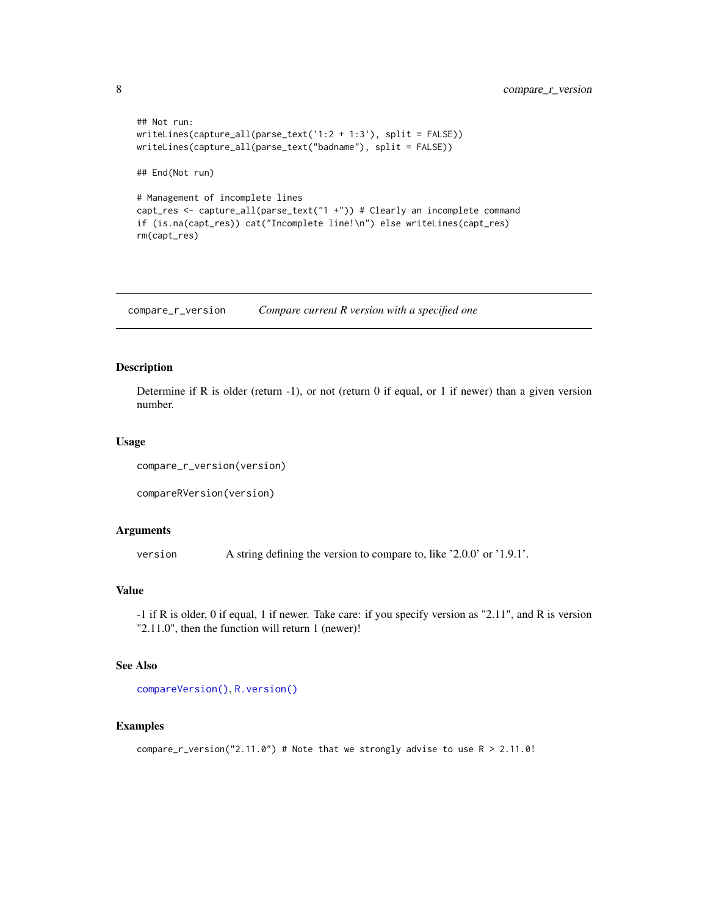```
## Not run:
writeLines(capture_all(parse_text('1:2 + 1:3'), split = FALSE))
writeLines(capture_all(parse_text("badname"), split = FALSE))

## End(Not run)

# Management of incomplete lines
capt_res <- capture_all(parse_text("1 +")) # Clearly an incomplete command
if (is.na(capt_res)) cat("Incomplete line!\n") else writeLines(capt_res)
rm(capt_res)
```

---

## compare_r_version — *Compare current R version with a specified one*

### Description

Determine if R is older (return -1), or not (return 0 if equal, or 1 if newer) than a given version number.

### Usage

```
compare_r_version(version)

compareRVersion(version)
```

### Arguments

| | |
|---|---|
| `version` | A string defining the version to compare to, like '2.0.0' or '1.9.1'. |

### Value

-1 if R is older, 0 if equal, 1 if newer. Take care: if you specify version as "2.11", and R is version "2.11.0", then the function will return 1 (newer)!

### See Also

`compareVersion()`, `R.version()`

### Examples

```
compare_r_version("2.11.0") # Note that we strongly advise to use R > 2.11.0!
```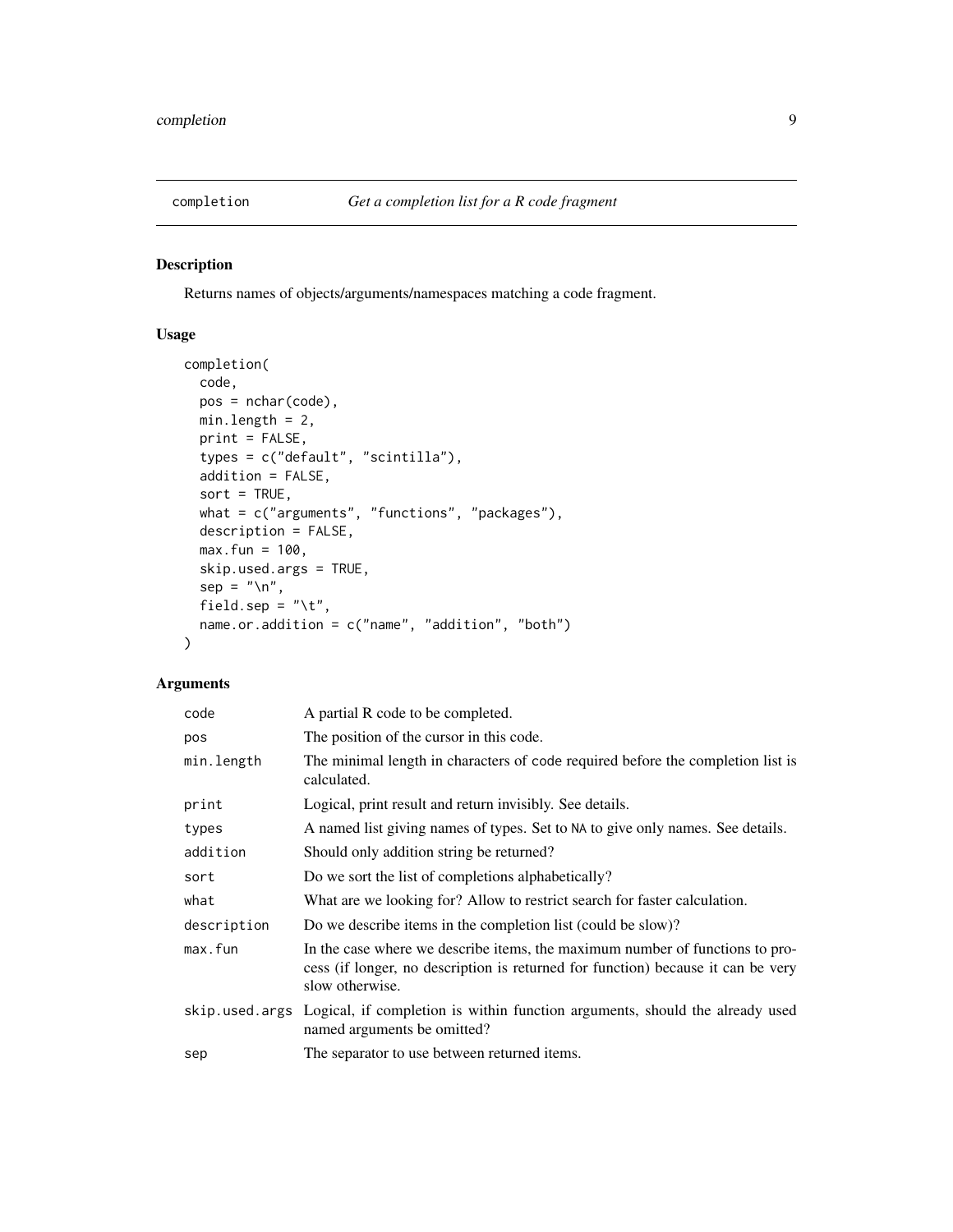## completion — *Get a completion list for a R code fragment*

### Description

Returns names of objects/arguments/namespaces matching a code fragment.

### Usage

```
completion(
  code,
  pos = nchar(code),
  min.length = 2,
  print = FALSE,
  types = c("default", "scintilla"),
  addition = FALSE,
  sort = TRUE,
  what = c("arguments", "functions", "packages"),
  description = FALSE,
  max.fun = 100,
  skip.used.args = TRUE,
  sep = "\n",
  field.sep = "\t",
  name.or.addition = c("name", "addition", "both")
)
```

### Arguments

| | |
|---|---|
| `code` | A partial R code to be completed. |
| `pos` | The position of the cursor in this code. |
| `min.length` | The minimal length in characters of code required before the completion list is calculated. |
| `print` | Logical, print result and return invisibly. See details. |
| `types` | A named list giving names of types. Set to `NA` to give only names. See details. |
| `addition` | Should only addition string be returned? |
| `sort` | Do we sort the list of completions alphabetically? |
| `what` | What are we looking for? Allow to restrict search for faster calculation. |
| `description` | Do we describe items in the completion list (could be slow)? |
| `max.fun` | In the case where we describe items, the maximum number of functions to process (if longer, no description is returned for function) because it can be very slow otherwise. |
| `skip.used.args` | Logical, if completion is within function arguments, should the already used named arguments be omitted? |
| `sep` | The separator to use between returned items. |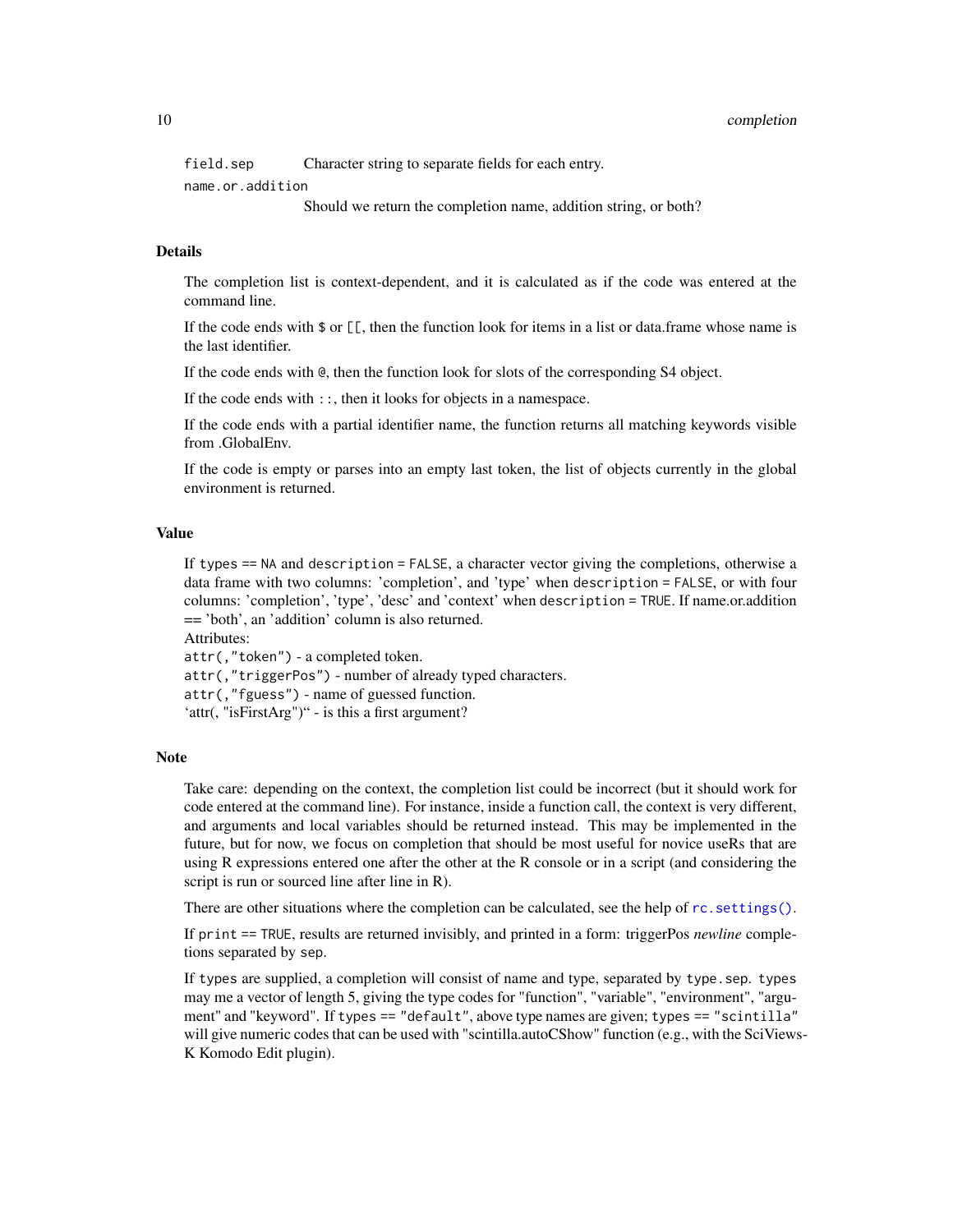`field.sep` Character string to separate fields for each entry.

`name.or.addition`
Should we return the completion name, addition string, or both?

## Details

The completion list is context-dependent, and it is calculated as if the code was entered at the command line.

If the code ends with `$` or `[[`, then the function look for items in a list or data.frame whose name is the last identifier.

If the code ends with `@`, then the function look for slots of the corresponding S4 object.

If the code ends with `::`, then it looks for objects in a namespace.

If the code ends with a partial identifier name, the function returns all matching keywords visible from .GlobalEnv.

If the code is empty or parses into an empty last token, the list of objects currently in the global environment is returned.

## Value

If `types` == `NA` and `description` = `FALSE`, a character vector giving the completions, otherwise a data frame with two columns: 'completion', and 'type' when `description` = `FALSE`, or with four columns: 'completion', 'type', 'desc' and 'context' when `description` = `TRUE`. If name.or.addition == 'both', an 'addition' column is also returned.

Attributes:
`attr(,"token")` - a completed token.
`attr(,"triggerPos")` - number of already typed characters.
`attr(,"fguess")` - name of guessed function.
'attr(, "isFirstArg")" - is this a first argument?

## Note

Take care: depending on the context, the completion list could be incorrect (but it should work for code entered at the command line). For instance, inside a function call, the context is very different, and arguments and local variables should be returned instead. This may be implemented in the future, but for now, we focus on completion that should be most useful for novice useRs that are using R expressions entered one after the other at the R console or in a script (and considering the script is run or sourced line after line in R).

There are other situations where the completion can be calculated, see the help of `rc.settings()`.

If `print` == `TRUE`, results are returned invisibly, and printed in a form: triggerPos *newline* completions separated by `sep`.

If `types` are supplied, a completion will consist of name and type, separated by `type.sep`. `types` may me a vector of length 5, giving the type codes for "function", "variable", "environment", "argument" and "keyword". If `types == "default"`, above type names are given; `types == "scintilla"` will give numeric codes that can be used with "scintilla.autoCShow" function (e.g., with the SciViews-K Komodo Edit plugin).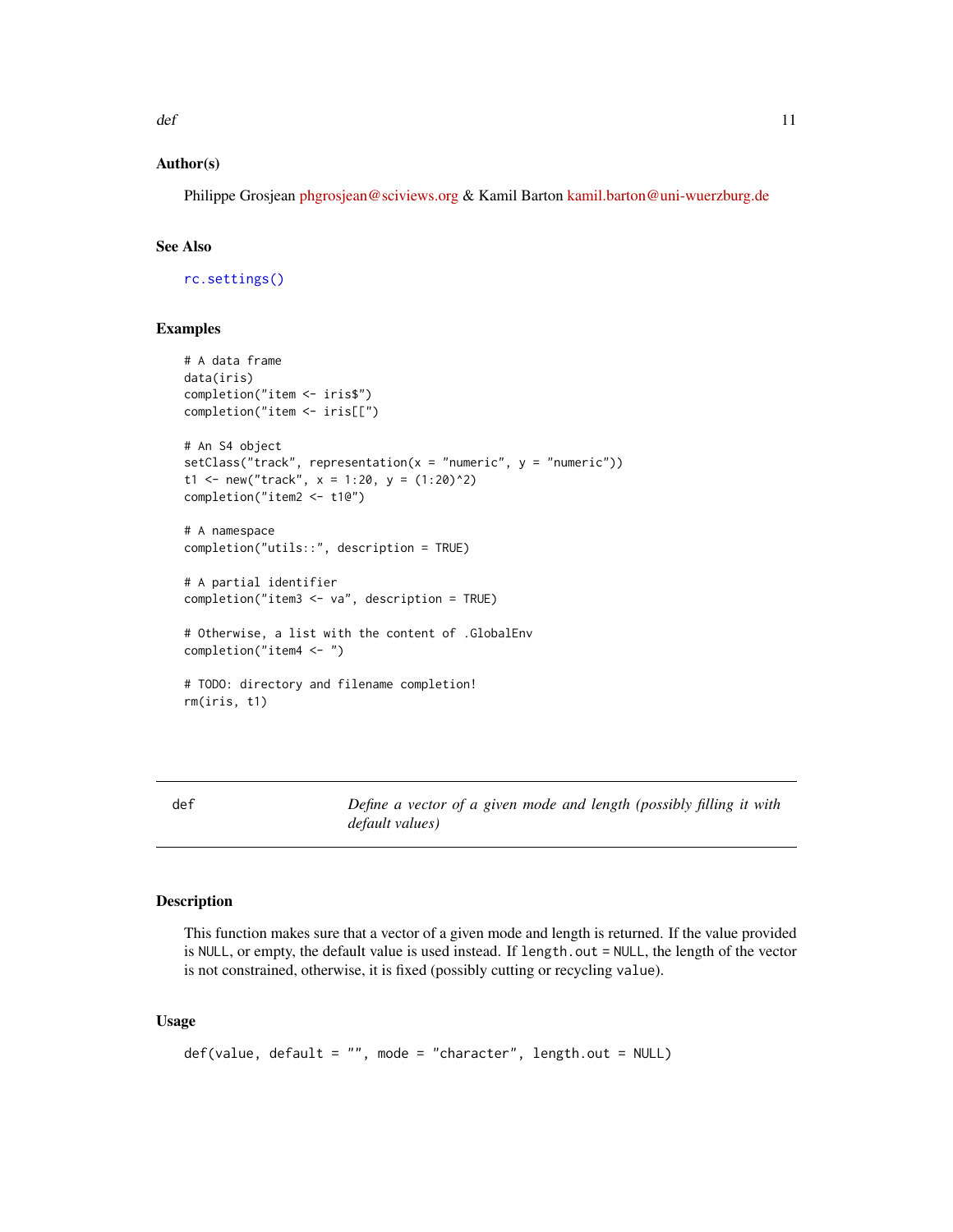## Author(s)

Philippe Grosjean phgrosjean@sciviews.org & Kamil Barton kamil.barton@uni-wuerzburg.de

## See Also

`rc.settings()`

## Examples

```
# A data frame
data(iris)
completion("item <- iris$")
completion("item <- iris[[")

# An S4 object
setClass("track", representation(x = "numeric", y = "numeric"))
t1 <- new("track", x = 1:20, y = (1:20)^2)
completion("item2 <- t1@")

# A namespace
completion("utils::", description = TRUE)

# A partial identifier
completion("item3 <- va", description = TRUE)

# Otherwise, a list with the content of .GlobalEnv
completion("item4 <- ")

# TODO: directory and filename completion!
rm(iris, t1)
```

---

# def — *Define a vector of a given mode and length (possibly filling it with default values)*

---

## Description

This function makes sure that a vector of a given mode and length is returned. If the value provided is `NULL`, or empty, the default value is used instead. If `length.out = NULL`, the length of the vector is not constrained, otherwise, it is fixed (possibly cutting or recycling `value`).

## Usage

```
def(value, default = "", mode = "character", length.out = NULL)
```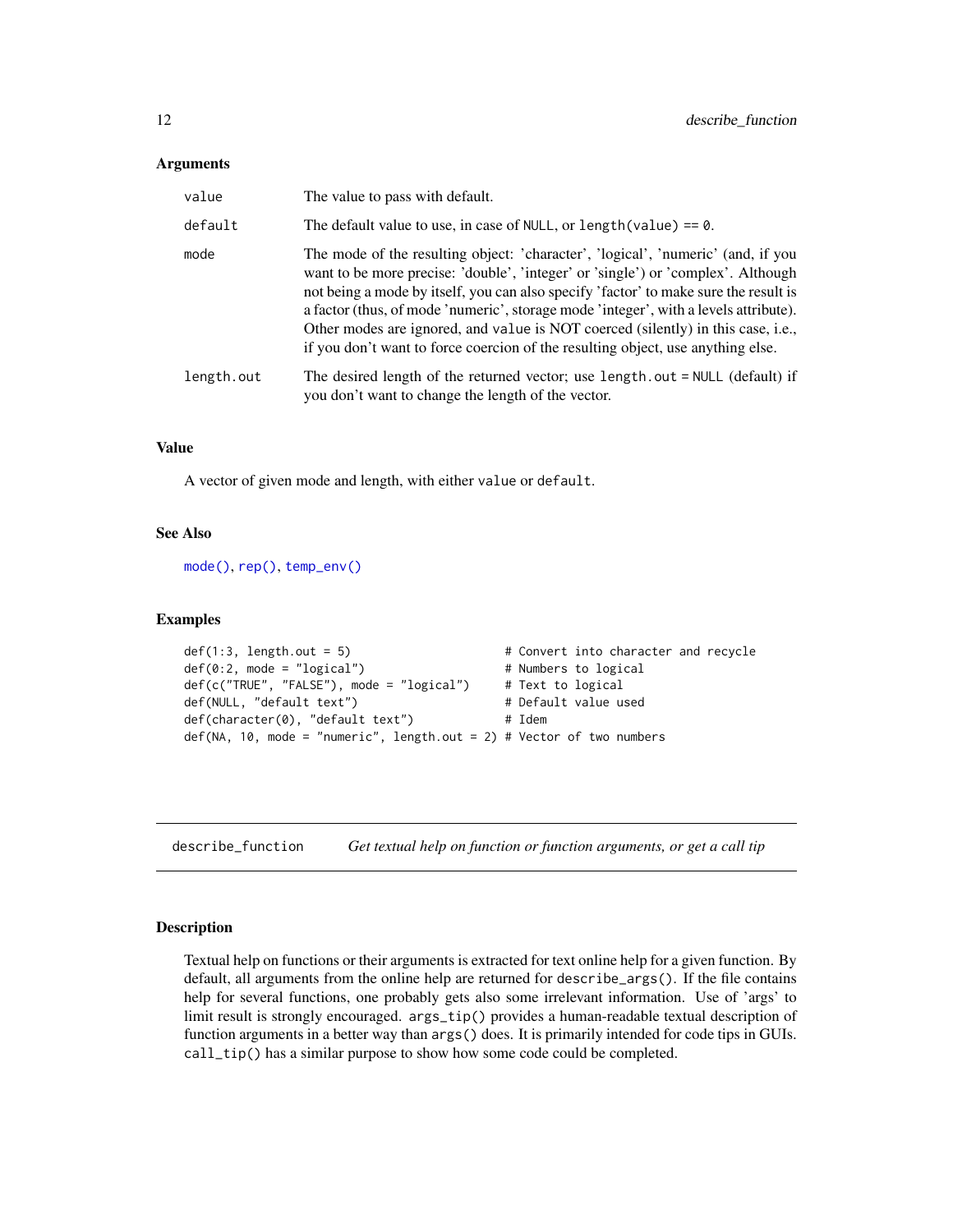### Arguments

| | |
|---|---|
| `value` | The value to pass with default. |
| `default` | The default value to use, in case of `NULL`, or `length(value) == 0`. |
| `mode` | The mode of the resulting object: 'character', 'logical', 'numeric' (and, if you want to be more precise: 'double', 'integer' or 'single') or 'complex'. Although not being a mode by itself, you can also specify 'factor' to make sure the result is a factor (thus, of mode 'numeric', storage mode 'integer', with a levels attribute). Other modes are ignored, and `value` is NOT coerced (silently) in this case, i.e., if you don't want to force coercion of the resulting object, use anything else. |
| `length.out` | The desired length of the returned vector; use `length.out = NULL` (default) if you don't want to change the length of the vector. |

### Value

A vector of given mode and length, with either `value` or `default`.

### See Also

`mode()`, `rep()`, `temp_env()`

### Examples

```
def(1:3, length.out = 5)                     # Convert into character and recycle
def(0:2, mode = "logical")                   # Numbers to logical
def(c("TRUE", "FALSE"), mode = "logical")    # Text to logical
def(NULL, "default text")                    # Default value used
def(character(0), "default text")            # Idem
def(NA, 10, mode = "numeric", length.out = 2) # Vector of two numbers
```

---

## describe_function — *Get textual help on function or function arguments, or get a call tip*

---

### Description

Textual help on functions or their arguments is extracted for text online help for a given function. By default, all arguments from the online help are returned for `describe_args()`. If the file contains help for several functions, one probably gets also some irrelevant information. Use of 'args' to limit result is strongly encouraged. `args_tip()` provides a human-readable textual description of function arguments in a better way than `args()` does. It is primarily intended for code tips in GUIs. `call_tip()` has a similar purpose to show how some code could be completed.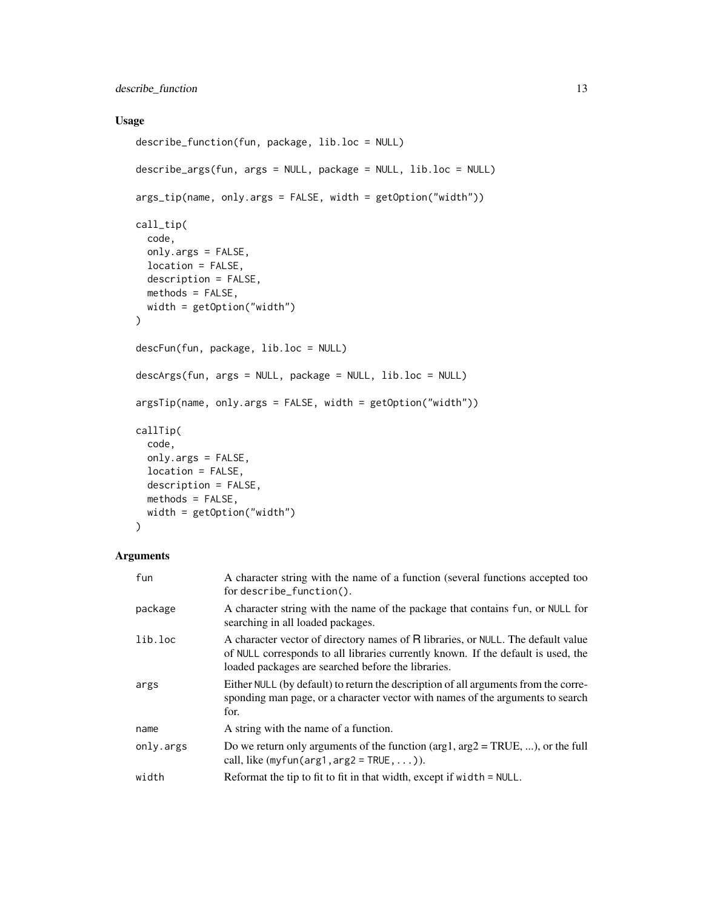## Usage

```
describe_function(fun, package, lib.loc = NULL)

describe_args(fun, args = NULL, package = NULL, lib.loc = NULL)

args_tip(name, only.args = FALSE, width = getOption("width"))

call_tip(
  code,
  only.args = FALSE,
  location = FALSE,
  description = FALSE,
  methods = FALSE,
  width = getOption("width")
)

descFun(fun, package, lib.loc = NULL)

descArgs(fun, args = NULL, package = NULL, lib.loc = NULL)

argsTip(name, only.args = FALSE, width = getOption("width"))

callTip(
  code,
  only.args = FALSE,
  location = FALSE,
  description = FALSE,
  methods = FALSE,
  width = getOption("width")
)
```

## Arguments

| | |
|---|---|
| `fun` | A character string with the name of a function (several functions accepted too for `describe_function()`. |
| `package` | A character string with the name of the package that contains `fun`, or `NULL` for searching in all loaded packages. |
| `lib.loc` | A character vector of directory names of R libraries, or `NULL`. The default value of `NULL` corresponds to all libraries currently known. If the default is used, the loaded packages are searched before the libraries. |
| `args` | Either `NULL` (by default) to return the description of all arguments from the corresponding man page, or a character vector with names of the arguments to search for. |
| `name` | A string with the name of a function. |
| `only.args` | Do we return only arguments of the function (arg1, arg2 = TRUE, ...), or the full call, like (`myfun(arg1, arg2 = TRUE, ...)`). |
| `width` | Reformat the tip to fit to fit in that width, except if `width = NULL`. |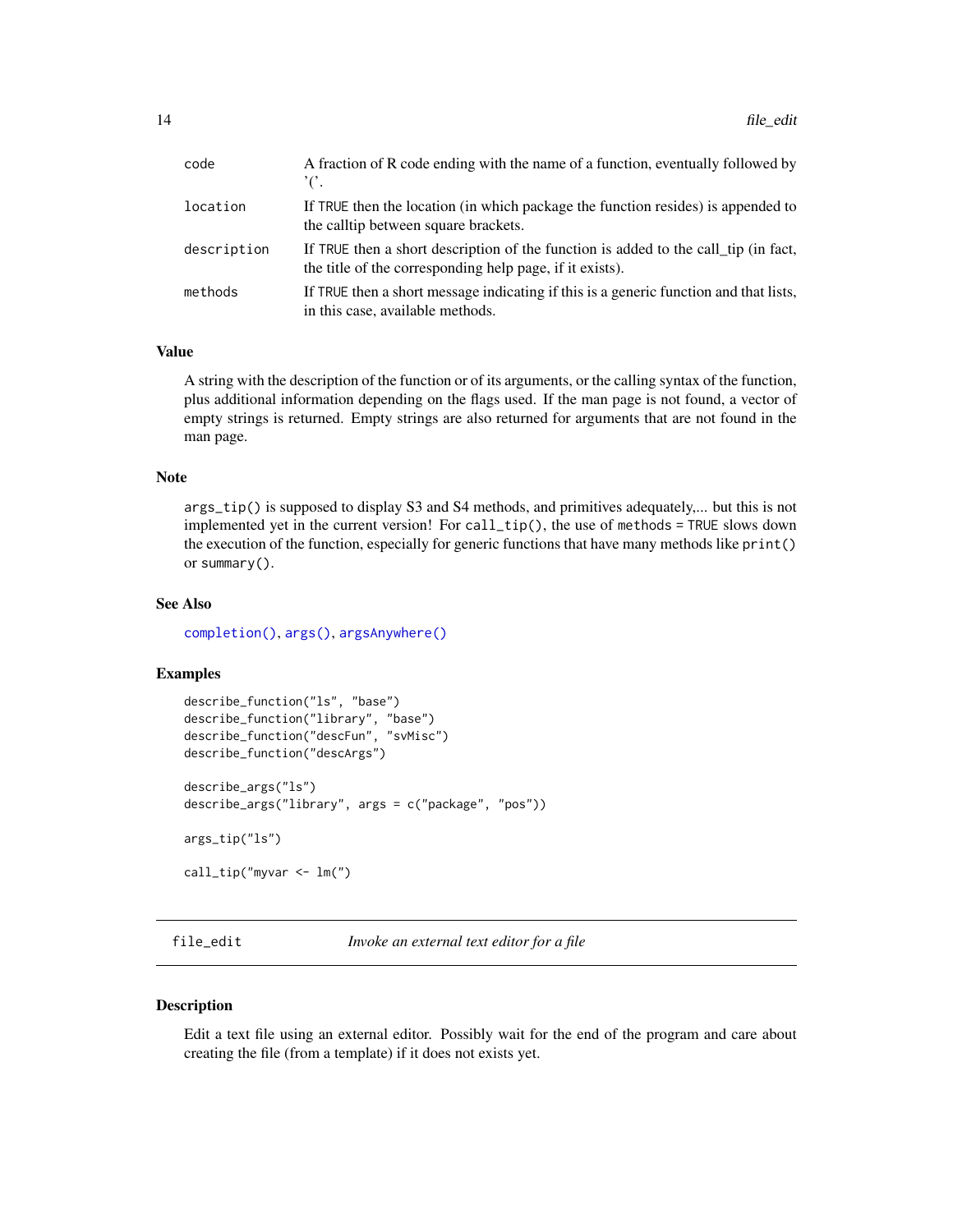| | |
|---|---|
| code | A fraction of R code ending with the name of a function, eventually followed by '('. |
| location | If TRUE then the location (in which package the function resides) is appended to the calltip between square brackets. |
| description | If TRUE then a short description of the function is added to the call_tip (in fact, the title of the corresponding help page, if it exists). |
| methods | If TRUE then a short message indicating if this is a generic function and that lists, in this case, available methods. |

### Value

A string with the description of the function or of its arguments, or the calling syntax of the function, plus additional information depending on the flags used. If the man page is not found, a vector of empty strings is returned. Empty strings are also returned for arguments that are not found in the man page.

### Note

`args_tip()` is supposed to display S3 and S4 methods, and primitives adequately,... but this is not implemented yet in the current version! For `call_tip()`, the use of `methods = TRUE` slows down the execution of the function, especially for generic functions that have many methods like `print()` or `summary()`.

### See Also

`completion()`, `args()`, `argsAnywhere()`

### Examples

```
describe_function("ls", "base")
describe_function("library", "base")
describe_function("descFun", "svMisc")
describe_function("descArgs")

describe_args("ls")
describe_args("library", args = c("package", "pos"))

args_tip("ls")

call_tip("myvar <- lm(")
```

---

## file_edit *Invoke an external text editor for a file*

### Description

Edit a text file using an external editor. Possibly wait for the end of the program and care about creating the file (from a template) if it does not exists yet.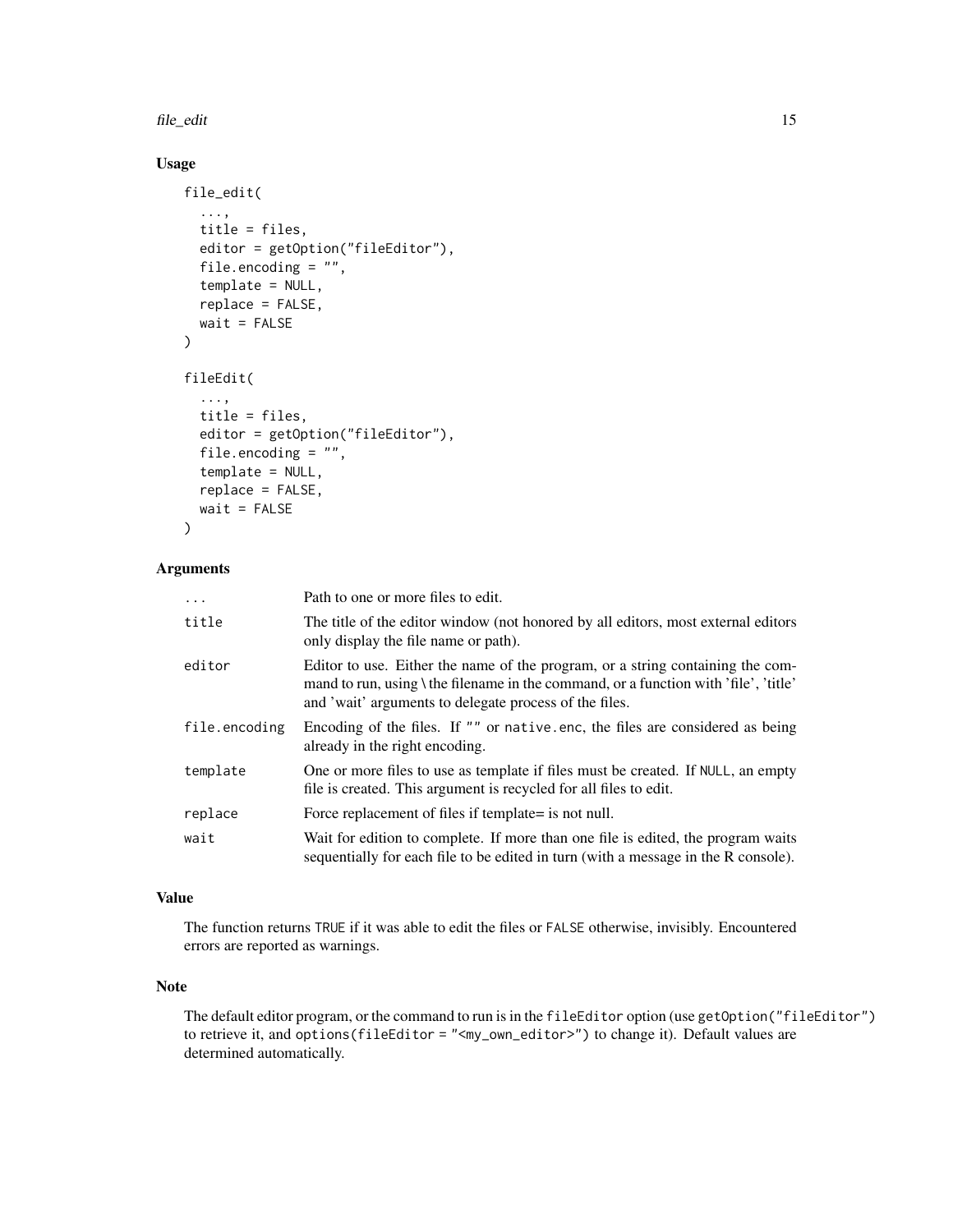## Usage

```
file_edit(
  ...,
  title = files,
  editor = getOption("fileEditor"),
  file.encoding = "",
  template = NULL,
  replace = FALSE,
  wait = FALSE
)

fileEdit(
  ...,
  title = files,
  editor = getOption("fileEditor"),
  file.encoding = "",
  template = NULL,
  replace = FALSE,
  wait = FALSE
)
```

## Arguments

| | |
|---|---|
| ... | Path to one or more files to edit. |
| title | The title of the editor window (not honored by all editors, most external editors only display the file name or path). |
| editor | Editor to use. Either the name of the program, or a string containing the command to run, using \ the filename in the command, or a function with 'file', 'title' and 'wait' arguments to delegate process of the files. |
| file.encoding | Encoding of the files. If "" or native.enc, the files are considered as being already in the right encoding. |
| template | One or more files to use as template if files must be created. If NULL, an empty file is created. This argument is recycled for all files to edit. |
| replace | Force replacement of files if template= is not null. |
| wait | Wait for edition to complete. If more than one file is edited, the program waits sequentially for each file to be edited in turn (with a message in the R console). |

## Value

The function returns TRUE if it was able to edit the files or FALSE otherwise, invisibly. Encountered errors are reported as warnings.

## Note

The default editor program, or the command to run is in the fileEditor option (use getOption("fileEditor") to retrieve it, and options(fileEditor = "<my_own_editor>") to change it). Default values are determined automatically.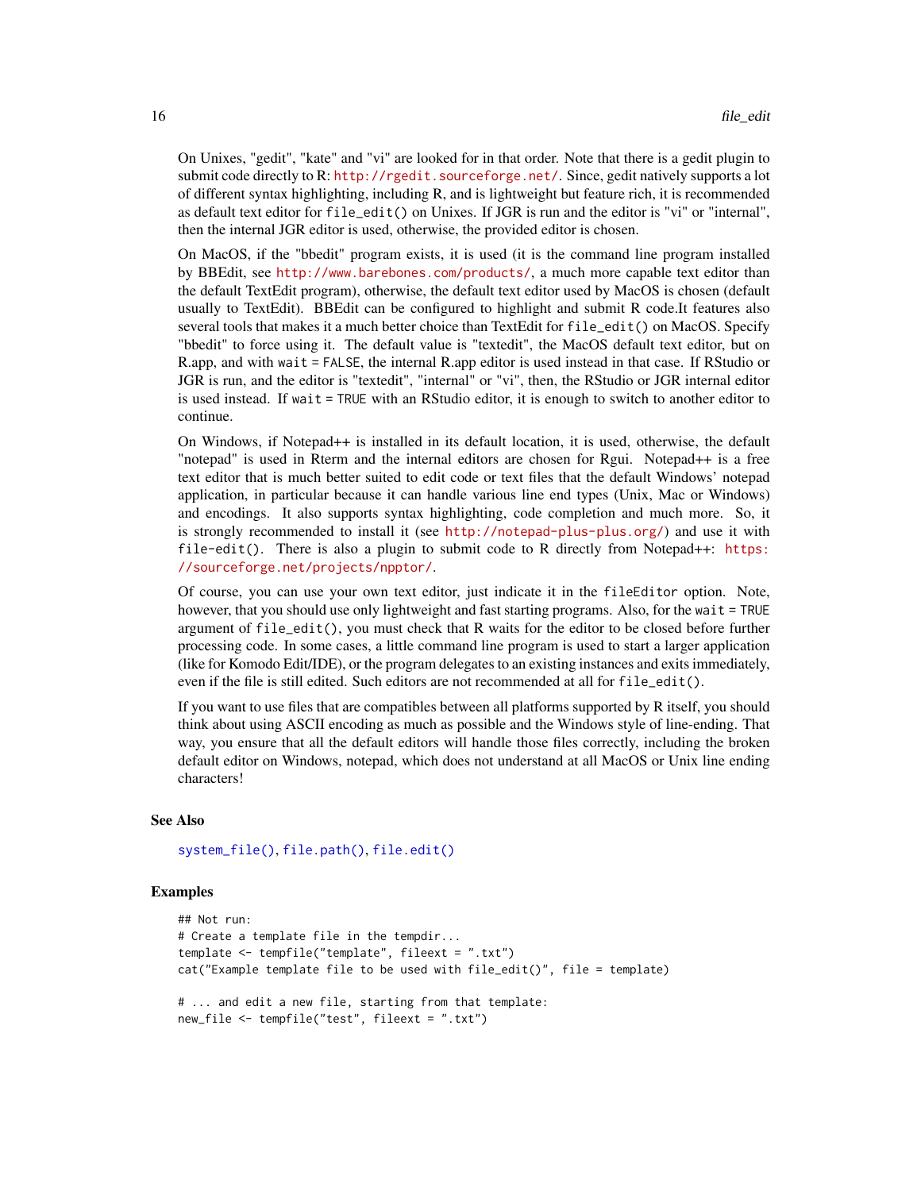On Unixes, "gedit", "kate" and "vi" are looked for in that order. Note that there is a gedit plugin to submit code directly to R: http://rgedit.sourceforge.net/. Since, gedit natively supports a lot of different syntax highlighting, including R, and is lightweight but feature rich, it is recommended as default text editor for `file_edit()` on Unixes. If JGR is run and the editor is "vi" or "internal", then the internal JGR editor is used, otherwise, the provided editor is chosen.

On MacOS, if the "bbedit" program exists, it is used (it is the command line program installed by BBEdit, see http://www.barebones.com/products/, a much more capable text editor than the default TextEdit program), otherwise, the default text editor used by MacOS is chosen (default usually to TextEdit). BBEdit can be configured to highlight and submit R code.It features also several tools that makes it a much better choice than TextEdit for `file_edit()` on MacOS. Specify "bbedit" to force using it. The default value is "textedit", the MacOS default text editor, but on R.app, and with `wait = FALSE`, the internal R.app editor is used instead in that case. If RStudio or JGR is run, and the editor is "textedit", "internal" or "vi", then, the RStudio or JGR internal editor is used instead. If `wait = TRUE` with an RStudio editor, it is enough to switch to another editor to continue.

On Windows, if Notepad++ is installed in its default location, it is used, otherwise, the default "notepad" is used in Rterm and the internal editors are chosen for Rgui. Notepad++ is a free text editor that is much better suited to edit code or text files that the default Windows' notepad application, in particular because it can handle various line end types (Unix, Mac or Windows) and encodings. It also supports syntax highlighting, code completion and much more. So, it is strongly recommended to install it (see http://notepad-plus-plus.org/) and use it with `file-edit()`. There is also a plugin to submit code to R directly from Notepad++: https://sourceforge.net/projects/npptor/.

Of course, you can use your own text editor, just indicate it in the `fileEditor` option. Note, however, that you should use only lightweight and fast starting programs. Also, for the `wait = TRUE` argument of `file_edit()`, you must check that R waits for the editor to be closed before further processing code. In some cases, a little command line program is used to start a larger application (like for Komodo Edit/IDE), or the program delegates to an existing instances and exits immediately, even if the file is still edited. Such editors are not recommended at all for `file_edit()`.

If you want to use files that are compatibles between all platforms supported by R itself, you should think about using ASCII encoding as much as possible and the Windows style of line-ending. That way, you ensure that all the default editors will handle those files correctly, including the broken default editor on Windows, notepad, which does not understand at all MacOS or Unix line ending characters!

## See Also

`system_file()`, `file.path()`, `file.edit()`

## Examples

```
## Not run:
# Create a template file in the tempdir...
template <- tempfile("template", fileext = ".txt")
cat("Example template file to be used with file_edit()", file = template)

# ... and edit a new file, starting from that template:
new_file <- tempfile("test", fileext = ".txt")
```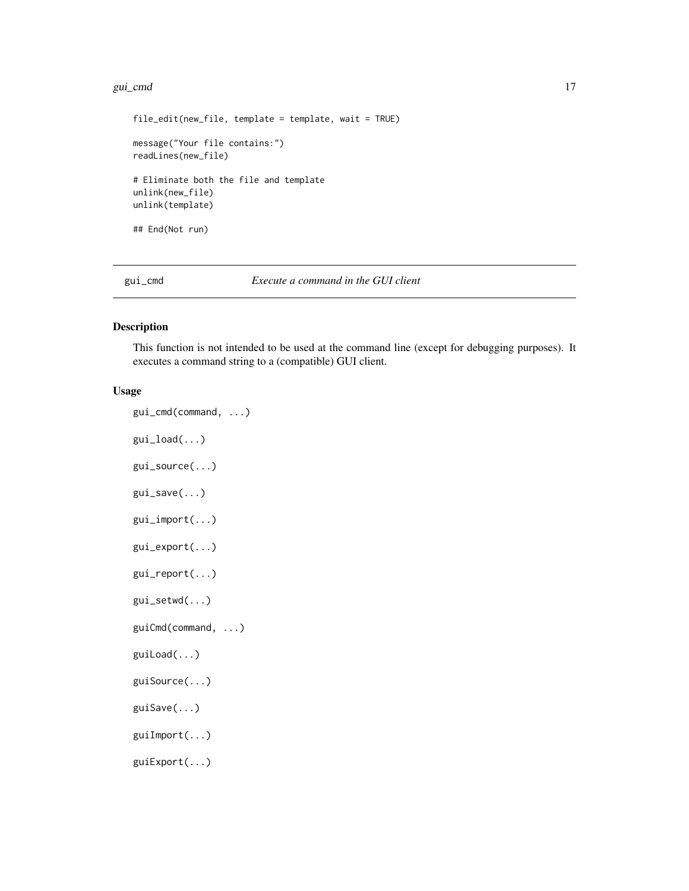```
file_edit(new_file, template = template, wait = TRUE)

message("Your file contains:")
readLines(new_file)

# Eliminate both the file and template
unlink(new_file)
unlink(template)

## End(Not run)
```

---

## gui_cmd — *Execute a command in the GUI client*

### Description

This function is not intended to be used at the command line (except for debugging purposes). It executes a command string to a (compatible) GUI client.

### Usage

```
gui_cmd(command, ...)

gui_load(...)

gui_source(...)

gui_save(...)

gui_import(...)

gui_export(...)

gui_report(...)

gui_setwd(...)

guiCmd(command, ...)

guiLoad(...)

guiSource(...)

guiSave(...)

guiImport(...)

guiExport(...)
```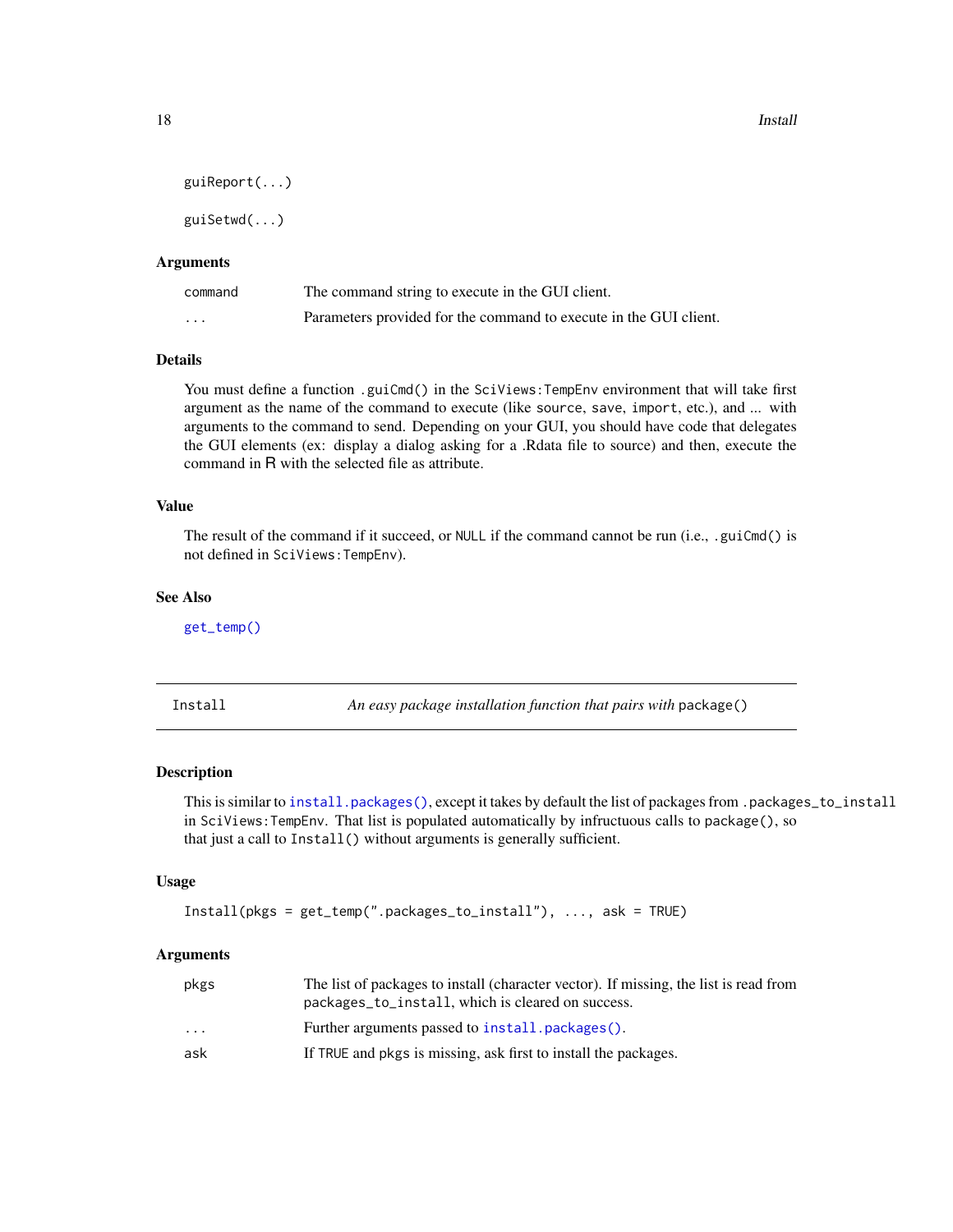```
guiReport(...)

guiSetwd(...)
```

### Arguments

| | |
|---|---|
| command | The command string to execute in the GUI client. |
| ... | Parameters provided for the command to execute in the GUI client. |

### Details

You must define a function `.guiCmd()` in the `SciViews:TempEnv` environment that will take first argument as the name of the command to execute (like `source`, `save`, `import`, etc.), and ... with arguments to the command to send. Depending on your GUI, you should have code that delegates the GUI elements (ex: display a dialog asking for a .Rdata file to source) and then, execute the command in R with the selected file as attribute.

### Value

The result of the command if it succeed, or `NULL` if the command cannot be run (i.e., `.guiCmd()` is not defined in `SciViews:TempEnv`).

### See Also

`get_temp()`

---

## Install — *An easy package installation function that pairs with* `package()`

### Description

This is similar to `install.packages()`, except it takes by default the list of packages from `.packages_to_install` in `SciViews:TempEnv`. That list is populated automatically by infructuous calls to `package()`, so that just a call to `Install()` without arguments is generally sufficient.

### Usage

```
Install(pkgs = get_temp(".packages_to_install"), ..., ask = TRUE)
```

### Arguments

| | |
|---|---|
| pkgs | The list of packages to install (character vector). If missing, the list is read from `packages_to_install`, which is cleared on success. |
| ... | Further arguments passed to `install.packages()`. |
| ask | If `TRUE` and `pkgs` is missing, ask first to install the packages. |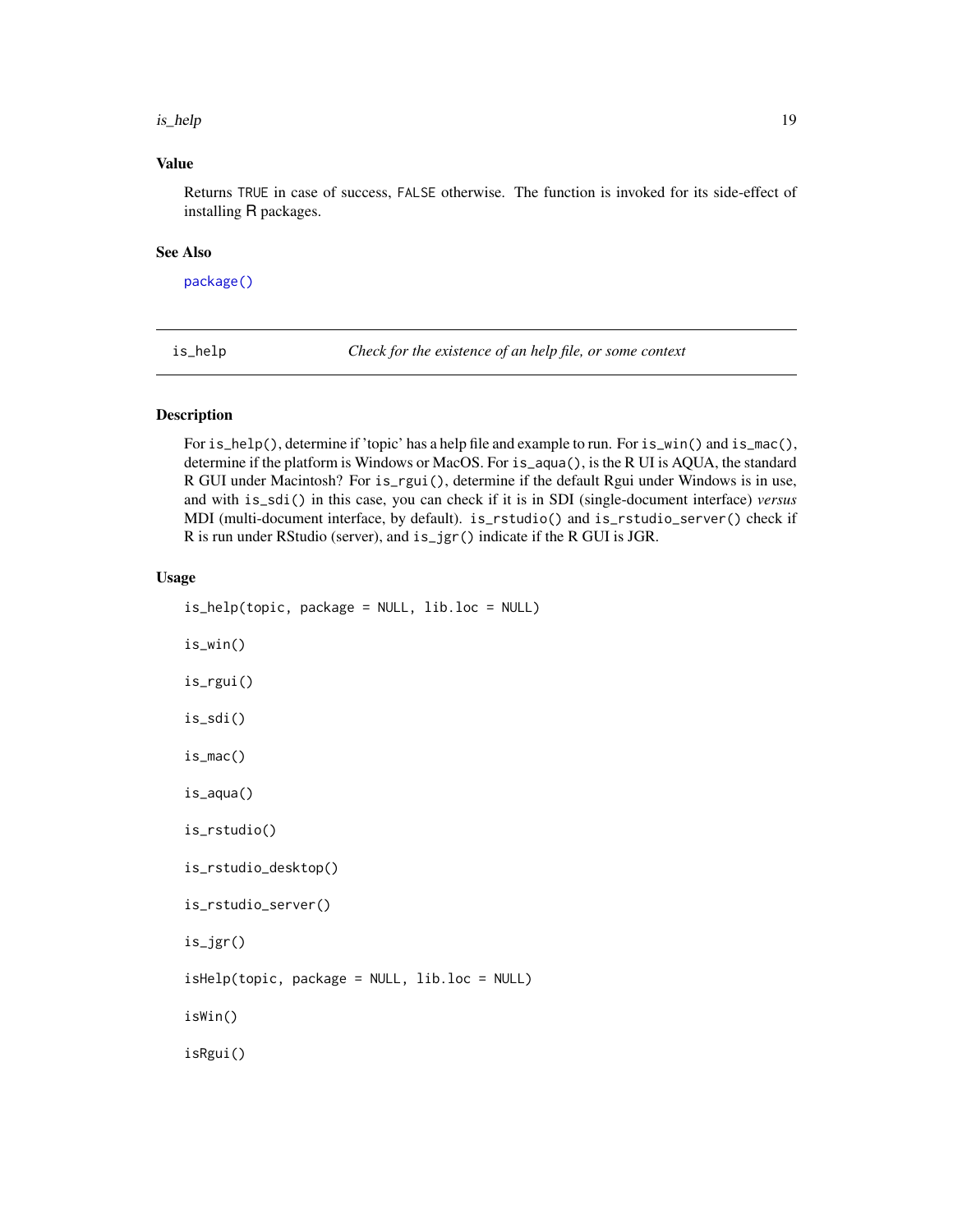### Value

Returns TRUE in case of success, FALSE otherwise. The function is invoked for its side-effect of installing R packages.

### See Also

package()

---

## is_help — *Check for the existence of an help file, or some context*

---

### Description

For `is_help()`, determine if 'topic' has a help file and example to run. For `is_win()` and `is_mac()`, determine if the platform is Windows or MacOS. For `is_aqua()`, is the R UI is AQUA, the standard R GUI under Macintosh? For `is_rgui()`, determine if the default Rgui under Windows is in use, and with `is_sdi()` in this case, you can check if it is in SDI (single-document interface) *versus* MDI (multi-document interface, by default). `is_rstudio()` and `is_rstudio_server()` check if R is run under RStudio (server), and `is_jgr()` indicate if the R GUI is JGR.

### Usage

```
is_help(topic, package = NULL, lib.loc = NULL)

is_win()

is_rgui()

is_sdi()

is_mac()

is_aqua()

is_rstudio()

is_rstudio_desktop()

is_rstudio_server()

is_jgr()

isHelp(topic, package = NULL, lib.loc = NULL)

isWin()

isRgui()
```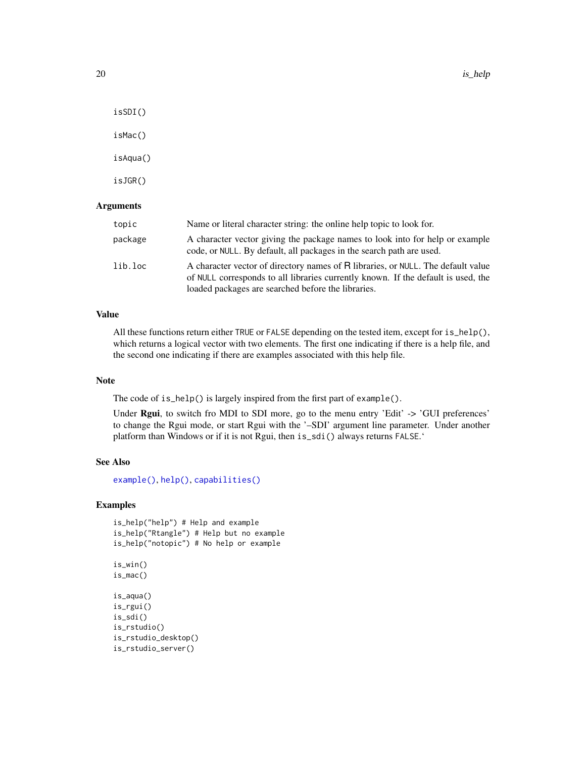```
isSDI()

isMac()

isAqua()

isJGR()
```

## Arguments

| | |
|---|---|
| `topic` | Name or literal character string: the online help topic to look for. |
| `package` | A character vector giving the package names to look into for help or example code, or `NULL`. By default, all packages in the search path are used. |
| `lib.loc` | A character vector of directory names of R libraries, or `NULL`. The default value of `NULL` corresponds to all libraries currently known. If the default is used, the loaded packages are searched before the libraries. |

## Value

All these functions return either `TRUE` or `FALSE` depending on the tested item, except for `is_help()`, which returns a logical vector with two elements. The first one indicating if there is a help file, and the second one indicating if there are examples associated with this help file.

## Note

The code of `is_help()` is largely inspired from the first part of `example()`.

Under **Rgui**, to switch fro MDI to SDI more, go to the menu entry 'Edit' -> 'GUI preferences' to change the Rgui mode, or start Rgui with the '–SDI' argument line parameter. Under another platform than Windows or if it is not Rgui, then `is_sdi()` always returns `FALSE`.'

## See Also

`example()`, `help()`, `capabilities()`

## Examples

```
is_help("help") # Help and example
is_help("Rtangle") # Help but no example
is_help("notopic") # No help or example

is_win()
is_mac()

is_aqua()
is_rgui()
is_sdi()
is_rstudio()
is_rstudio_desktop()
is_rstudio_server()
```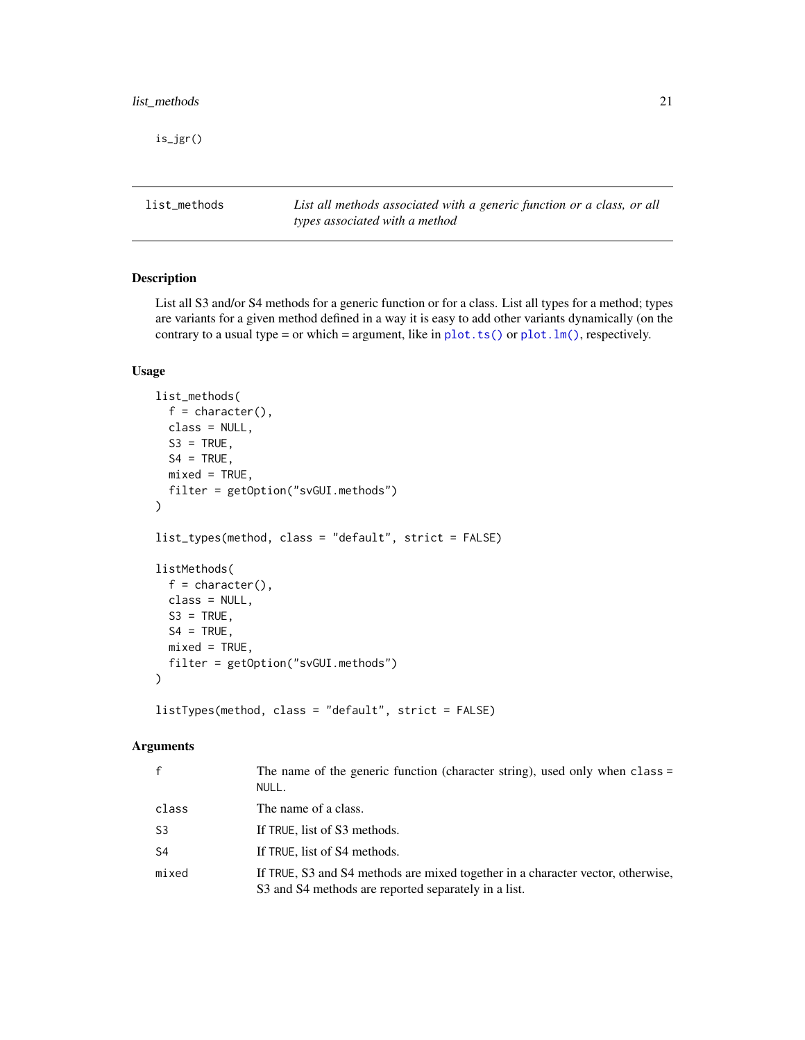```
is_jgr()
```

## list_methods — *List all methods associated with a generic function or a class, or all types associated with a method*

### Description

List all S3 and/or S4 methods for a generic function or for a class. List all types for a method; types are variants for a given method defined in a way it is easy to add other variants dynamically (on the contrary to a usual type = or which = argument, like in plot.ts() or plot.lm(), respectively.

### Usage

```
list_methods(
  f = character(),
  class = NULL,
  S3 = TRUE,
  S4 = TRUE,
  mixed = TRUE,
  filter = getOption("svGUI.methods")
)

list_types(method, class = "default", strict = FALSE)

listMethods(
  f = character(),
  class = NULL,
  S3 = TRUE,
  S4 = TRUE,
  mixed = TRUE,
  filter = getOption("svGUI.methods")
)

listTypes(method, class = "default", strict = FALSE)
```

### Arguments

| | |
|---|---|
| f | The name of the generic function (character string), used only when class = NULL. |
| class | The name of a class. |
| S3 | If TRUE, list of S3 methods. |
| S4 | If TRUE, list of S4 methods. |
| mixed | If TRUE, S3 and S4 methods are mixed together in a character vector, otherwise, S3 and S4 methods are reported separately in a list. |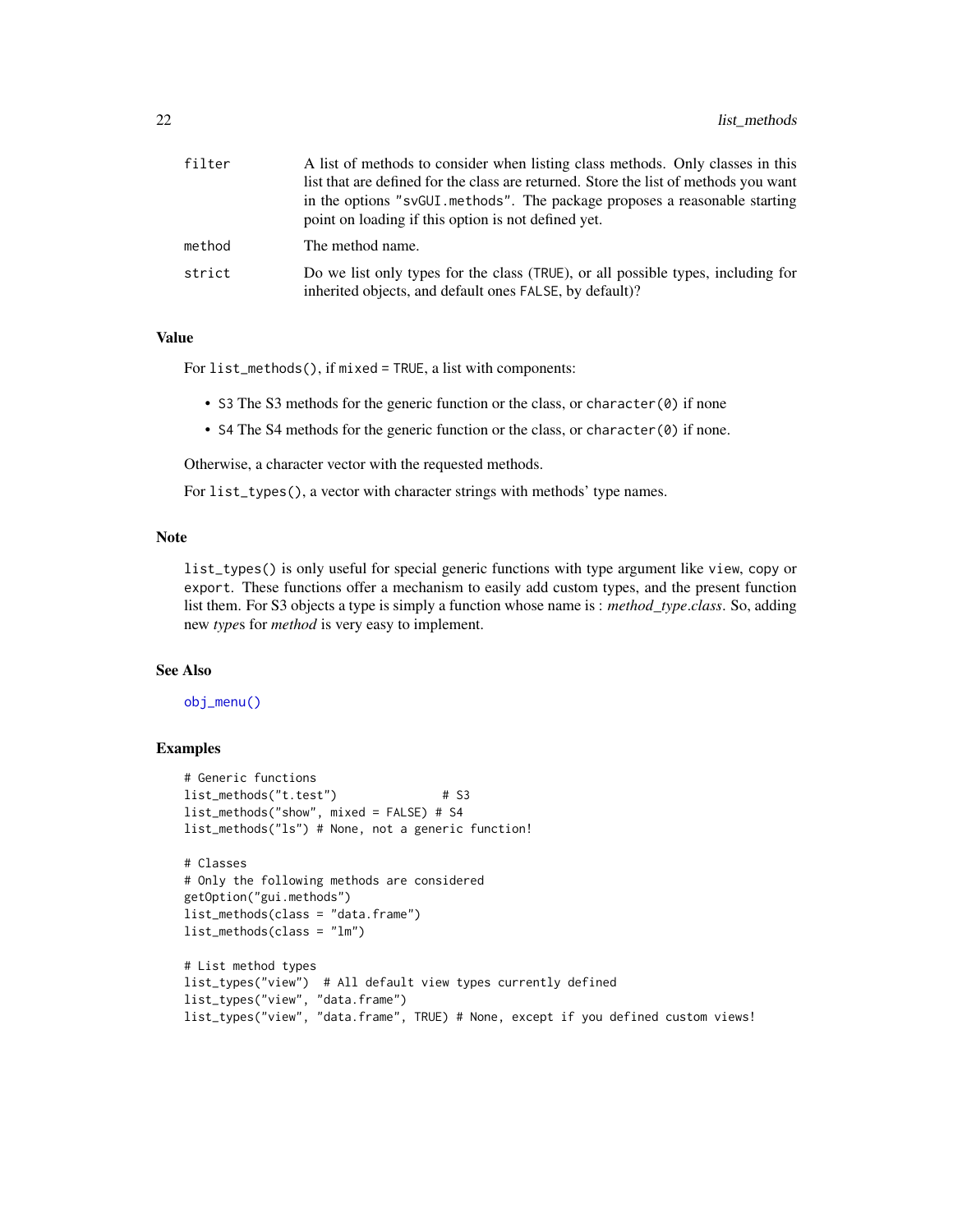| | |
|---|---|
| `filter` | A list of methods to consider when listing class methods. Only classes in this list that are defined for the class are returned. Store the list of methods you want in the options `"svGUI.methods"`. The package proposes a reasonable starting point on loading if this option is not defined yet. |
| `method` | The method name. |
| `strict` | Do we list only types for the class (`TRUE`), or all possible types, including for inherited objects, and default ones `FALSE`, by default)? |

## Value

For `list_methods()`, if `mixed = TRUE`, a list with components:

- `S3` The S3 methods for the generic function or the class, or `character(0)` if none
- `S4` The S4 methods for the generic function or the class, or `character(0)` if none.

Otherwise, a character vector with the requested methods.

For `list_types()`, a vector with character strings with methods' type names.

## Note

`list_types()` is only useful for special generic functions with type argument like `view`, `copy` or `export`. These functions offer a mechanism to easily add custom types, and the present function list them. For S3 objects a type is simply a function whose name is : *method_type.class*. So, adding new *type*s for *method* is very easy to implement.

## See Also

`obj_menu()`

## Examples

```
# Generic functions
list_methods("t.test")               # S3
list_methods("show", mixed = FALSE) # S4
list_methods("ls") # None, not a generic function!

# Classes
# Only the following methods are considered
getOption("gui.methods")
list_methods(class = "data.frame")
list_methods(class = "lm")

# List method types
list_types("view")  # All default view types currently defined
list_types("view", "data.frame")
list_types("view", "data.frame", TRUE) # None, except if you defined custom views!
```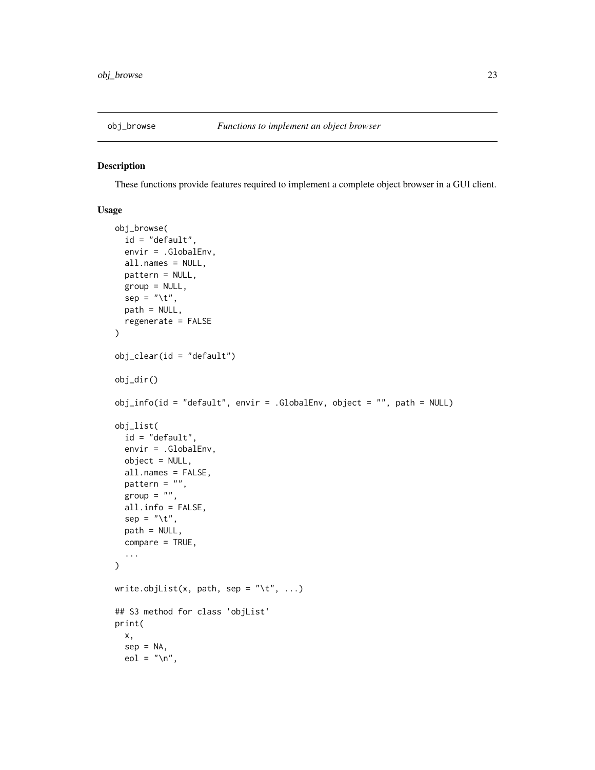## obj_browse — *Functions to implement an object browser*

### Description

These functions provide features required to implement a complete object browser in a GUI client.

### Usage

```
obj_browse(
  id = "default",
  envir = .GlobalEnv,
  all.names = NULL,
  pattern = NULL,
  group = NULL,
  sep = "\t",
  path = NULL,
  regenerate = FALSE
)

obj_clear(id = "default")

obj_dir()

obj_info(id = "default", envir = .GlobalEnv, object = "", path = NULL)

obj_list(
  id = "default",
  envir = .GlobalEnv,
  object = NULL,
  all.names = FALSE,
  pattern = "",
  group = "",
  all.info = FALSE,
  sep = "\t",
  path = NULL,
  compare = TRUE,
  ...
)

write.objList(x, path, sep = "\t", ...)

## S3 method for class 'objList'
print(
  x,
  sep = NA,
  eol = "\n",
```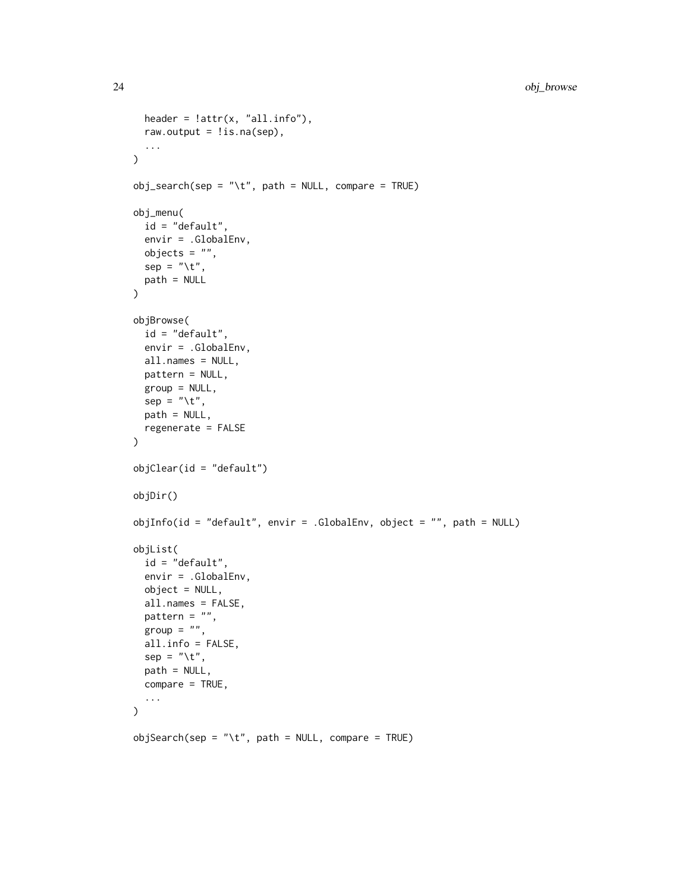```
  header = !attr(x, "all.info"),
  raw.output = !is.na(sep),
  ...
)

obj_search(sep = "\t", path = NULL, compare = TRUE)

obj_menu(
  id = "default",
  envir = .GlobalEnv,
  objects = "",
  sep = "\t",
  path = NULL
)

objBrowse(
  id = "default",
  envir = .GlobalEnv,
  all.names = NULL,
  pattern = NULL,
  group = NULL,
  sep = "\t",
  path = NULL,
  regenerate = FALSE
)

objClear(id = "default")

objDir()

objInfo(id = "default", envir = .GlobalEnv, object = "", path = NULL)

objList(
  id = "default",
  envir = .GlobalEnv,
  object = NULL,
  all.names = FALSE,
  pattern = "",
  group = "",
  all.info = FALSE,
  sep = "\t",
  path = NULL,
  compare = TRUE,
  ...
)

objSearch(sep = "\t", path = NULL, compare = TRUE)
```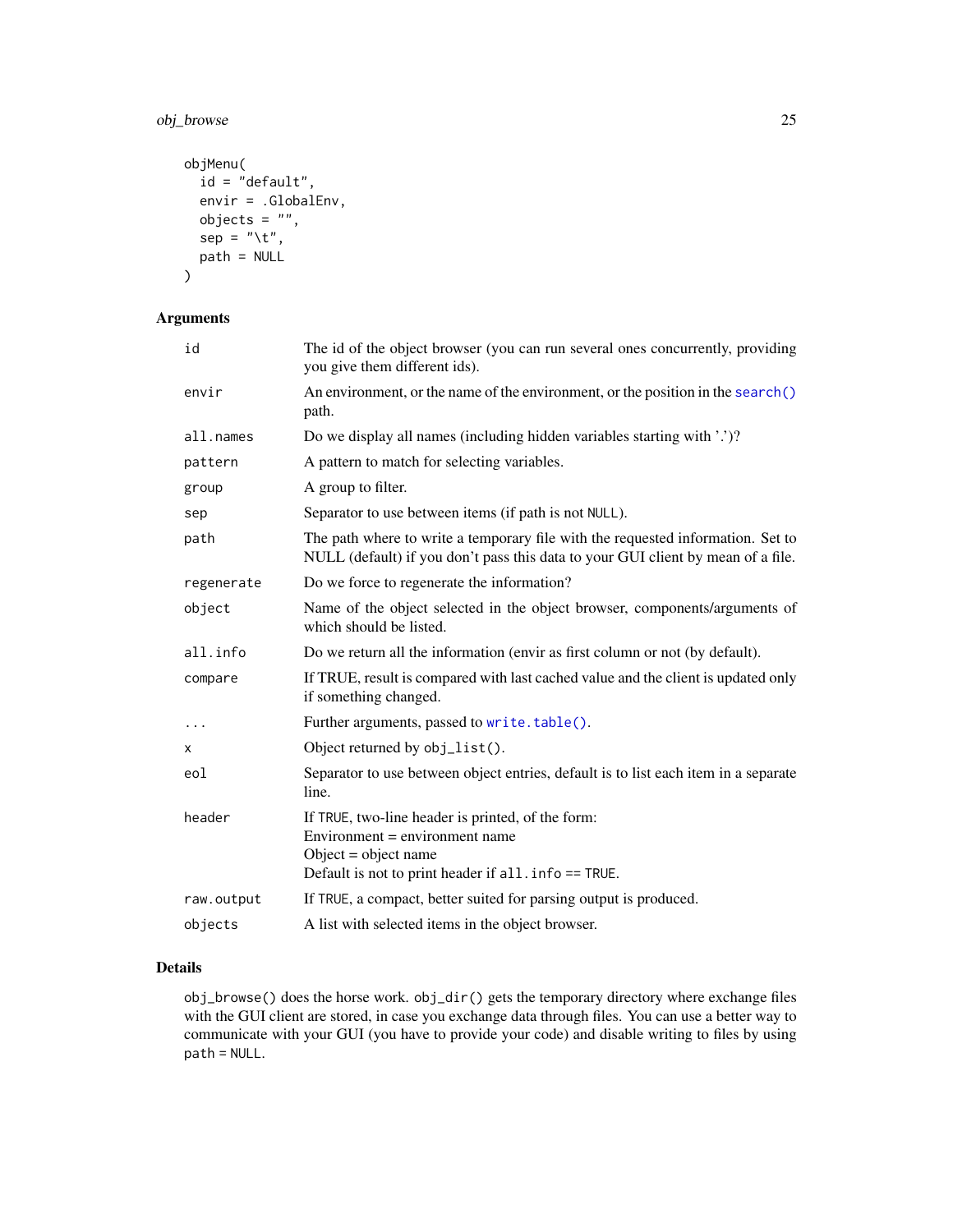```
objMenu(
  id = "default",
  envir = .GlobalEnv,
  objects = "",
  sep = "\t",
  path = NULL
)
```

## Arguments

| | |
|---|---|
| `id` | The id of the object browser (you can run several ones concurrently, providing you give them different ids). |
| `envir` | An environment, or the name of the environment, or the position in the `search()` path. |
| `all.names` | Do we display all names (including hidden variables starting with '.')? |
| `pattern` | A pattern to match for selecting variables. |
| `group` | A group to filter. |
| `sep` | Separator to use between items (if path is not `NULL`). |
| `path` | The path where to write a temporary file with the requested information. Set to NULL (default) if you don't pass this data to your GUI client by mean of a file. |
| `regenerate` | Do we force to regenerate the information? |
| `object` | Name of the object selected in the object browser, components/arguments of which should be listed. |
| `all.info` | Do we return all the information (envir as first column or not (by default). |
| `compare` | If TRUE, result is compared with last cached value and the client is updated only if something changed. |
| `...` | Further arguments, passed to `write.table()`. |
| `x` | Object returned by `obj_list()`. |
| `eol` | Separator to use between object entries, default is to list each item in a separate line. |
| `header` | If `TRUE`, two-line header is printed, of the form:<br>Environment = environment name<br>Object = object name<br>Default is not to print header if `all.info == TRUE`. |
| `raw.output` | If `TRUE`, a compact, better suited for parsing output is produced. |
| `objects` | A list with selected items in the object browser. |

## Details

`obj_browse()` does the horse work. `obj_dir()` gets the temporary directory where exchange files with the GUI client are stored, in case you exchange data through files. You can use a better way to communicate with your GUI (you have to provide your code) and disable writing to files by using `path = NULL`.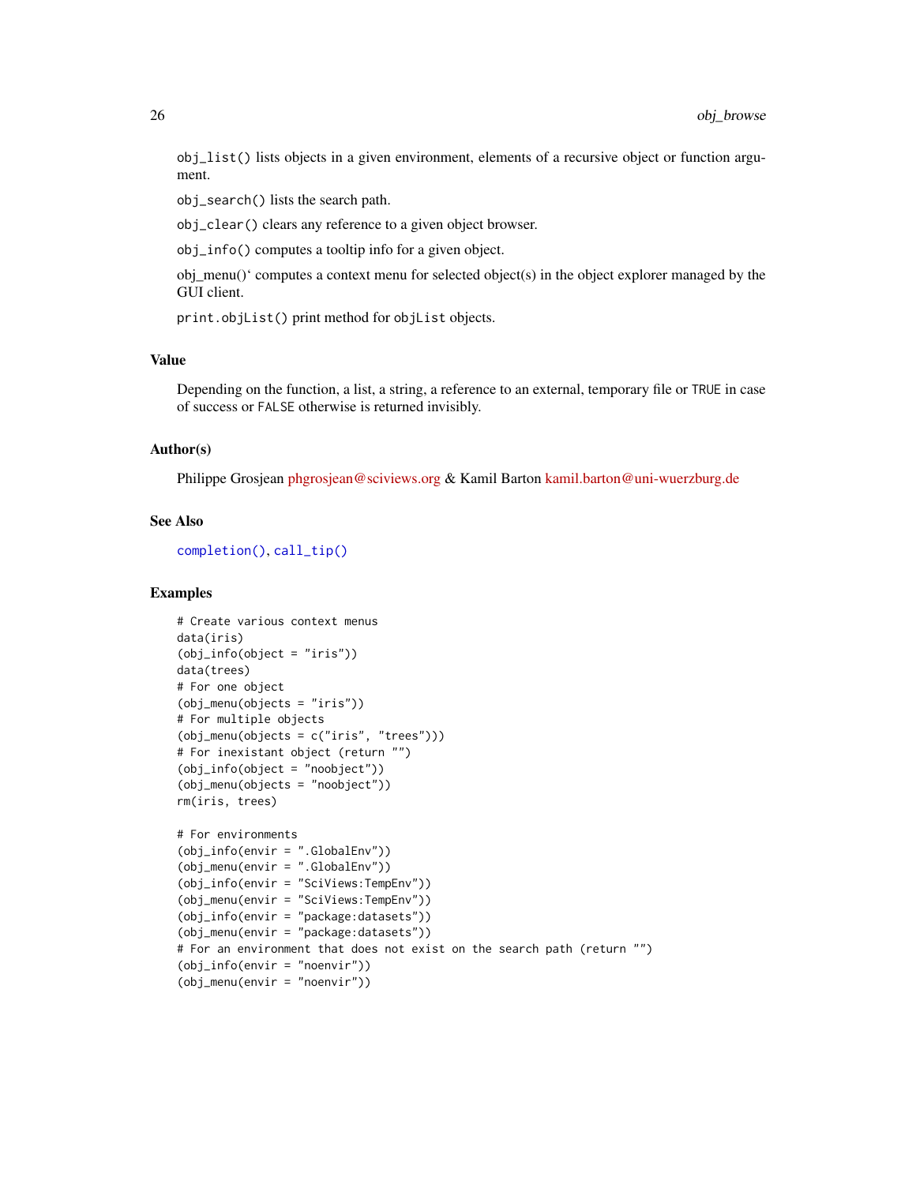`obj_list()` lists objects in a given environment, elements of a recursive object or function argument.

`obj_search()` lists the search path.

`obj_clear()` clears any reference to a given object browser.

`obj_info()` computes a tooltip info for a given object.

obj_menu()` computes a context menu for selected object(s) in the object explorer managed by the GUI client.

`print.objList()` print method for `objList` objects.

## Value

Depending on the function, a list, a string, a reference to an external, temporary file or `TRUE` in case of success or `FALSE` otherwise is returned invisibly.

## Author(s)

Philippe Grosjean phgrosjean@sciviews.org & Kamil Barton kamil.barton@uni-wuerzburg.de

## See Also

`completion()`, `call_tip()`

## Examples

```
# Create various context menus
data(iris)
(obj_info(object = "iris"))
data(trees)
# For one object
(obj_menu(objects = "iris"))
# For multiple objects
(obj_menu(objects = c("iris", "trees")))
# For inexistant object (return "")
(obj_info(object = "noobject"))
(obj_menu(objects = "noobject"))
rm(iris, trees)

# For environments
(obj_info(envir = ".GlobalEnv"))
(obj_menu(envir = ".GlobalEnv"))
(obj_info(envir = "SciViews:TempEnv"))
(obj_menu(envir = "SciViews:TempEnv"))
(obj_info(envir = "package:datasets"))
(obj_menu(envir = "package:datasets"))
# For an environment that does not exist on the search path (return "")
(obj_info(envir = "noenvir"))
(obj_menu(envir = "noenvir"))
```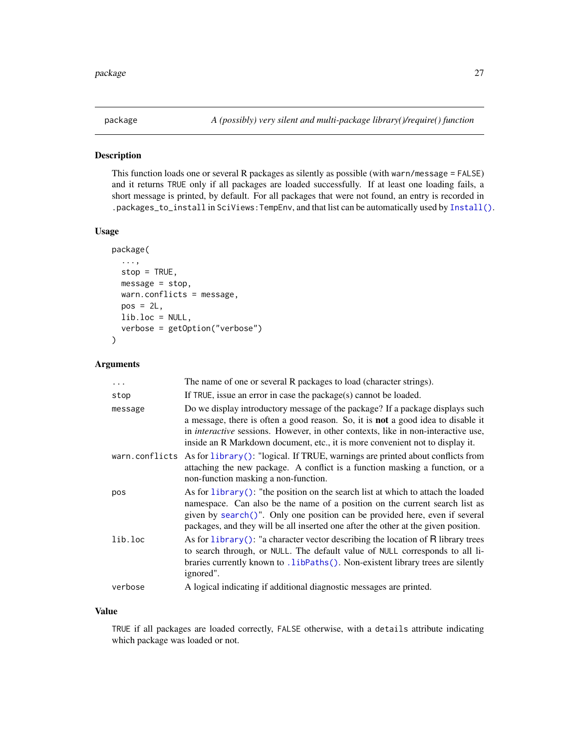package — *A (possibly) very silent and multi-package library()/require() function*

## Description

This function loads one or several R packages as silently as possible (with `warn/message = FALSE`) and it returns `TRUE` only if all packages are loaded successfully. If at least one loading fails, a short message is printed, by default. For all packages that were not found, an entry is recorded in `.packages_to_install` in `SciViews:TempEnv`, and that list can be automatically used by `Install()`.

## Usage

```
package(
  ...,
  stop = TRUE,
  message = stop,
  warn.conflicts = message,
  pos = 2L,
  lib.loc = NULL,
  verbose = getOption("verbose")
)
```

## Arguments

| | |
|---|---|
| `...` | The name of one or several R packages to load (character strings). |
| `stop` | If `TRUE`, issue an error in case the package(s) cannot be loaded. |
| `message` | Do we display introductory message of the package? If a package displays such a message, there is often a good reason. So, it is **not** a good idea to disable it in *interactive* sessions. However, in other contexts, like in non-interactive use, inside an R Markdown document, etc., it is more convenient not to display it. |
| `warn.conflicts` | As for `library()`: "logical. If TRUE, warnings are printed about conflicts from attaching the new package. A conflict is a function masking a function, or a non-function masking a non-function. |
| `pos` | As for `library()`: "the position on the search list at which to attach the loaded namespace. Can also be the name of a position on the current search list as given by `search()`". Only one position can be provided here, even if several packages, and they will be all inserted one after the other at the given position. |
| `lib.loc` | As for `library()`: "a character vector describing the location of R library trees to search through, or `NULL`. The default value of `NULL` corresponds to all libraries currently known to `.libPaths()`. Non-existent library trees are silently ignored". |
| `verbose` | A logical indicating if additional diagnostic messages are printed. |

## Value

`TRUE` if all packages are loaded correctly, `FALSE` otherwise, with a `details` attribute indicating which package was loaded or not.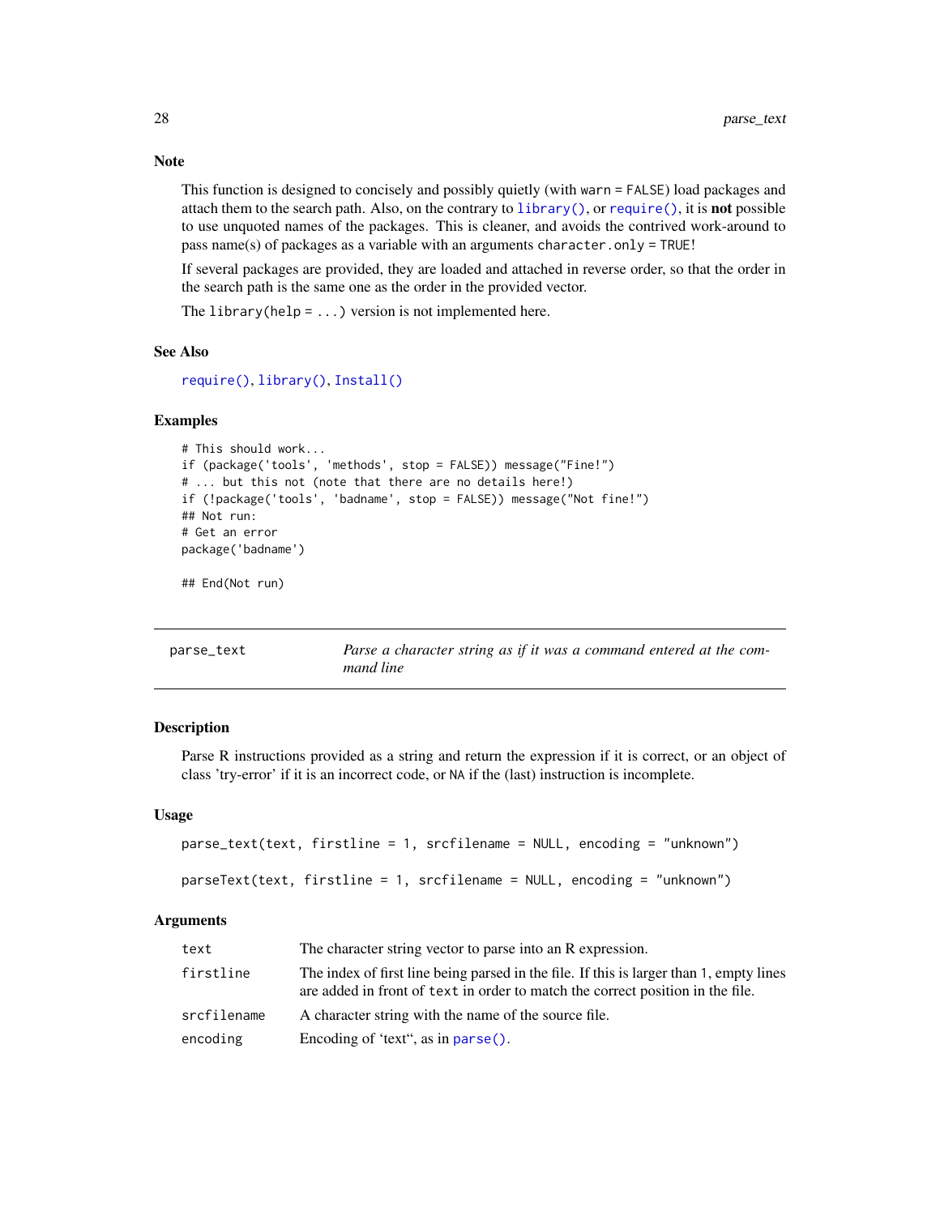### Note

This function is designed to concisely and possibly quietly (with `warn = FALSE`) load packages and attach them to the search path. Also, on the contrary to `library()`, or `require()`, it is **not** possible to use unquoted names of the packages. This is cleaner, and avoids the contrived work-around to pass name(s) of packages as a variable with an arguments `character.only = TRUE`!

If several packages are provided, they are loaded and attached in reverse order, so that the order in the search path is the same one as the order in the provided vector.

The `library(help = ...)` version is not implemented here.

### See Also

`require()`, `library()`, `Install()`

### Examples

```
# This should work...
if (package('tools', 'methods', stop = FALSE)) message("Fine!")
# ... but this not (note that there are no details here!)
if (!package('tools', 'badname', stop = FALSE)) message("Not fine!")
## Not run:
# Get an error
package('badname')

## End(Not run)
```

---

## parse_text — *Parse a character string as if it was a command entered at the command line*

### Description

Parse R instructions provided as a string and return the expression if it is correct, or an object of class 'try-error' if it is an incorrect code, or NA if the (last) instruction is incomplete.

### Usage

```
parse_text(text, firstline = 1, srcfilename = NULL, encoding = "unknown")

parseText(text, firstline = 1, srcfilename = NULL, encoding = "unknown")
```

### Arguments

| | |
|---|---|
| `text` | The character string vector to parse into an R expression. |
| `firstline` | The index of first line being parsed in the file. If this is larger than 1, empty lines are added in front of `text` in order to match the correct position in the file. |
| `srcfilename` | A character string with the name of the source file. |
| `encoding` | Encoding of 'text", as in `parse()`. |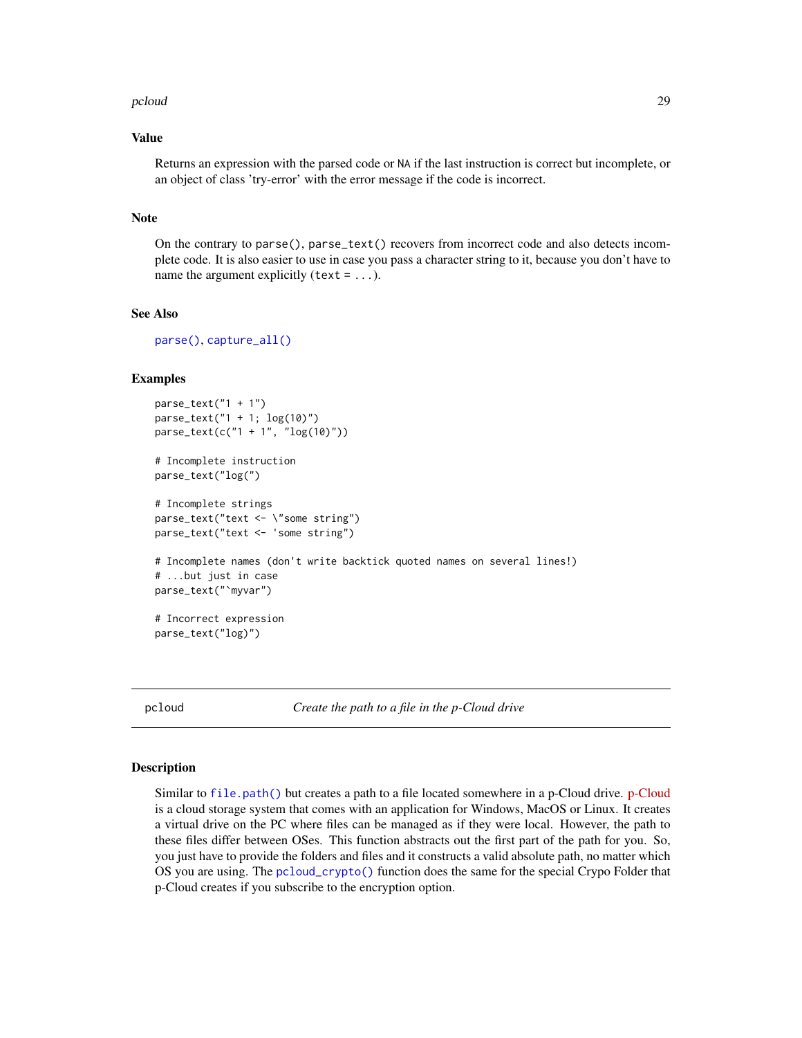### Value

Returns an expression with the parsed code or NA if the last instruction is correct but incomplete, or an object of class 'try-error' with the error message if the code is incorrect.

### Note

On the contrary to `parse()`, `parse_text()` recovers from incorrect code and also detects incomplete code. It is also easier to use in case you pass a character string to it, because you don't have to name the argument explicitly (`text = ...`).

### See Also

`parse()`, `capture_all()`

### Examples

```
parse_text("1 + 1")
parse_text("1 + 1; log(10)")
parse_text(c("1 + 1", "log(10)"))

# Incomplete instruction
parse_text("log(")

# Incomplete strings
parse_text("text <- \"some string")
parse_text("text <- 'some string")

# Incomplete names (don't write backtick quoted names on several lines!)
# ...but just in case
parse_text("`myvar")

# Incorrect expression
parse_text("log)")
```

---

## pcloud — *Create the path to a file in the p-Cloud drive*

### Description

Similar to `file.path()` but creates a path to a file located somewhere in a p-Cloud drive. p-Cloud is a cloud storage system that comes with an application for Windows, MacOS or Linux. It creates a virtual drive on the PC where files can be managed as if they were local. However, the path to these files differ between OSes. This function abstracts out the first part of the path for you. So, you just have to provide the folders and files and it constructs a valid absolute path, no matter which OS you are using. The `pcloud_crypto()` function does the same for the special Crypo Folder that p-Cloud creates if you subscribe to the encryption option.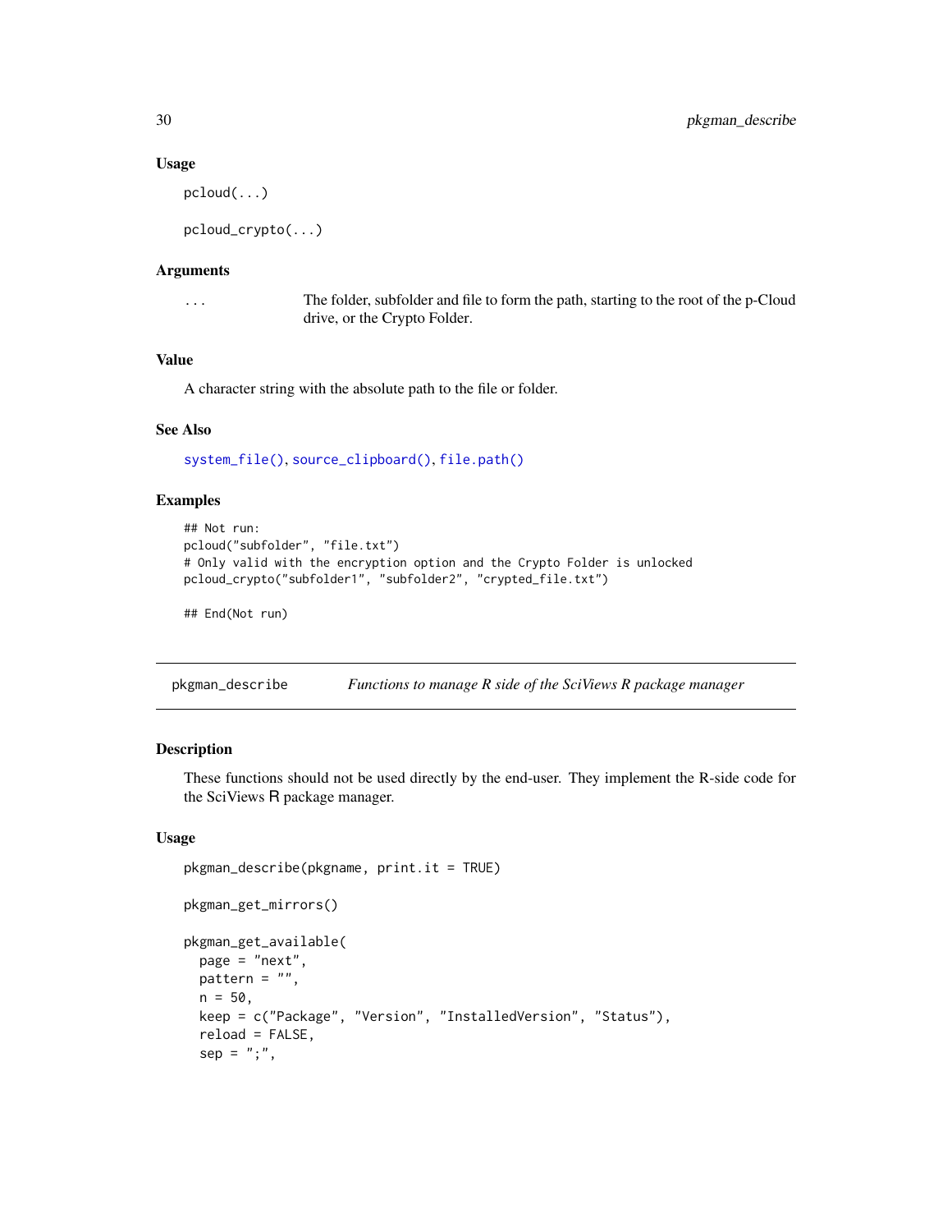### Usage

```
pcloud(...)

pcloud_crypto(...)
```

### Arguments

`...` The folder, subfolder and file to form the path, starting to the root of the p-Cloud drive, or the Crypto Folder.

### Value

A character string with the absolute path to the file or folder.

### See Also

`system_file()`, `source_clipboard()`, `file.path()`

### Examples

```
## Not run:
pcloud("subfolder", "file.txt")
# Only valid with the encryption option and the Crypto Folder is unlocked
pcloud_crypto("subfolder1", "subfolder2", "crypted_file.txt")

## End(Not run)
```

---

## pkgman_describe *Functions to manage R side of the SciViews R package manager*

### Description

These functions should not be used directly by the end-user. They implement the R-side code for the SciViews R package manager.

### Usage

```
pkgman_describe(pkgname, print.it = TRUE)

pkgman_get_mirrors()

pkgman_get_available(
  page = "next",
  pattern = "",
  n = 50,
  keep = c("Package", "Version", "InstalledVersion", "Status"),
  reload = FALSE,
  sep = ";",
```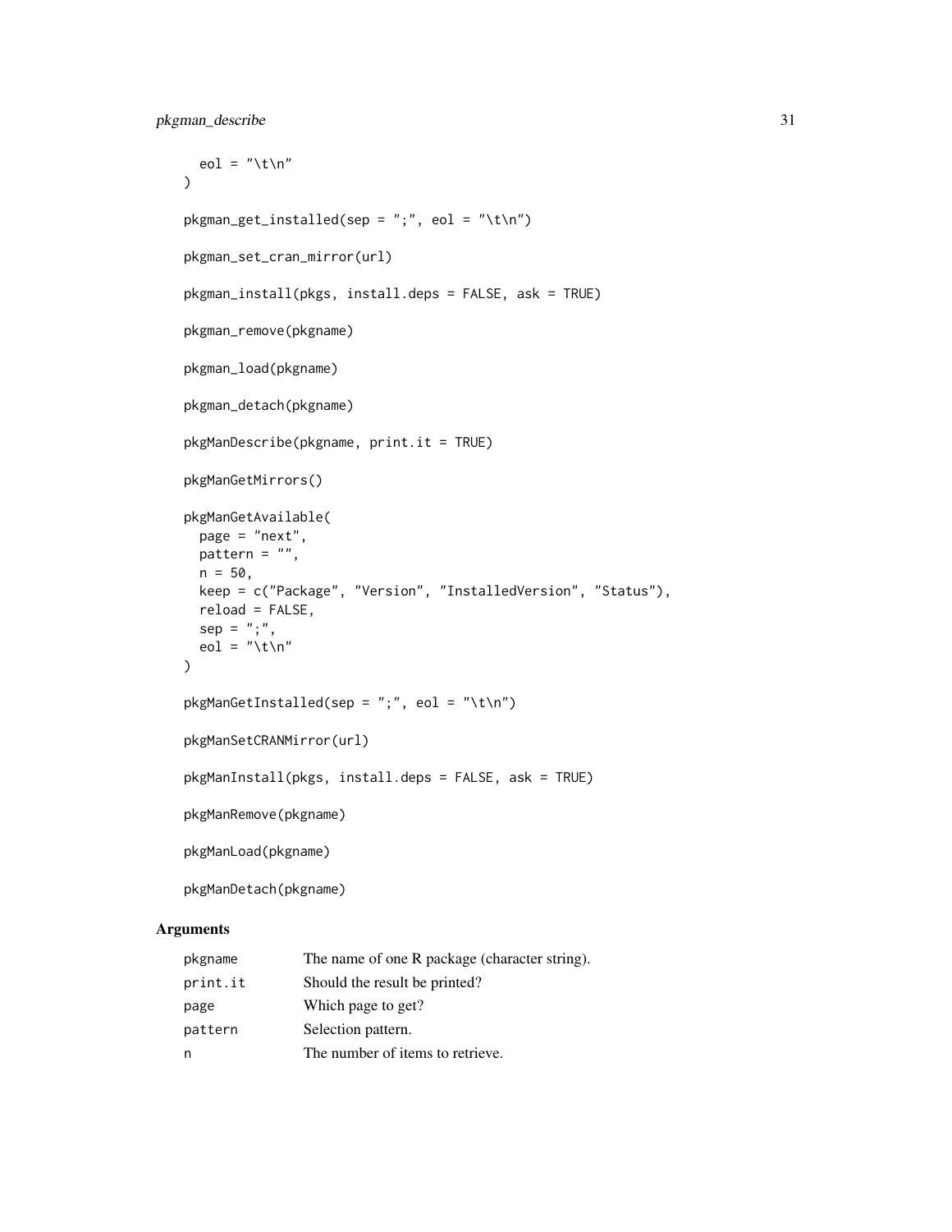```
  eol = "\t\n"
)

pkgman_get_installed(sep = ";", eol = "\t\n")

pkgman_set_cran_mirror(url)

pkgman_install(pkgs, install.deps = FALSE, ask = TRUE)

pkgman_remove(pkgname)

pkgman_load(pkgname)

pkgman_detach(pkgname)

pkgManDescribe(pkgname, print.it = TRUE)

pkgManGetMirrors()

pkgManGetAvailable(
  page = "next",
  pattern = "",
  n = 50,
  keep = c("Package", "Version", "InstalledVersion", "Status"),
  reload = FALSE,
  sep = ";",
  eol = "\t\n"
)

pkgManGetInstalled(sep = ";", eol = "\t\n")

pkgManSetCRANMirror(url)

pkgManInstall(pkgs, install.deps = FALSE, ask = TRUE)

pkgManRemove(pkgname)

pkgManLoad(pkgname)

pkgManDetach(pkgname)
```

## Arguments

| | |
|---|---|
| pkgname | The name of one R package (character string). |
| print.it | Should the result be printed? |
| page | Which page to get? |
| pattern | Selection pattern. |
| n | The number of items to retrieve. |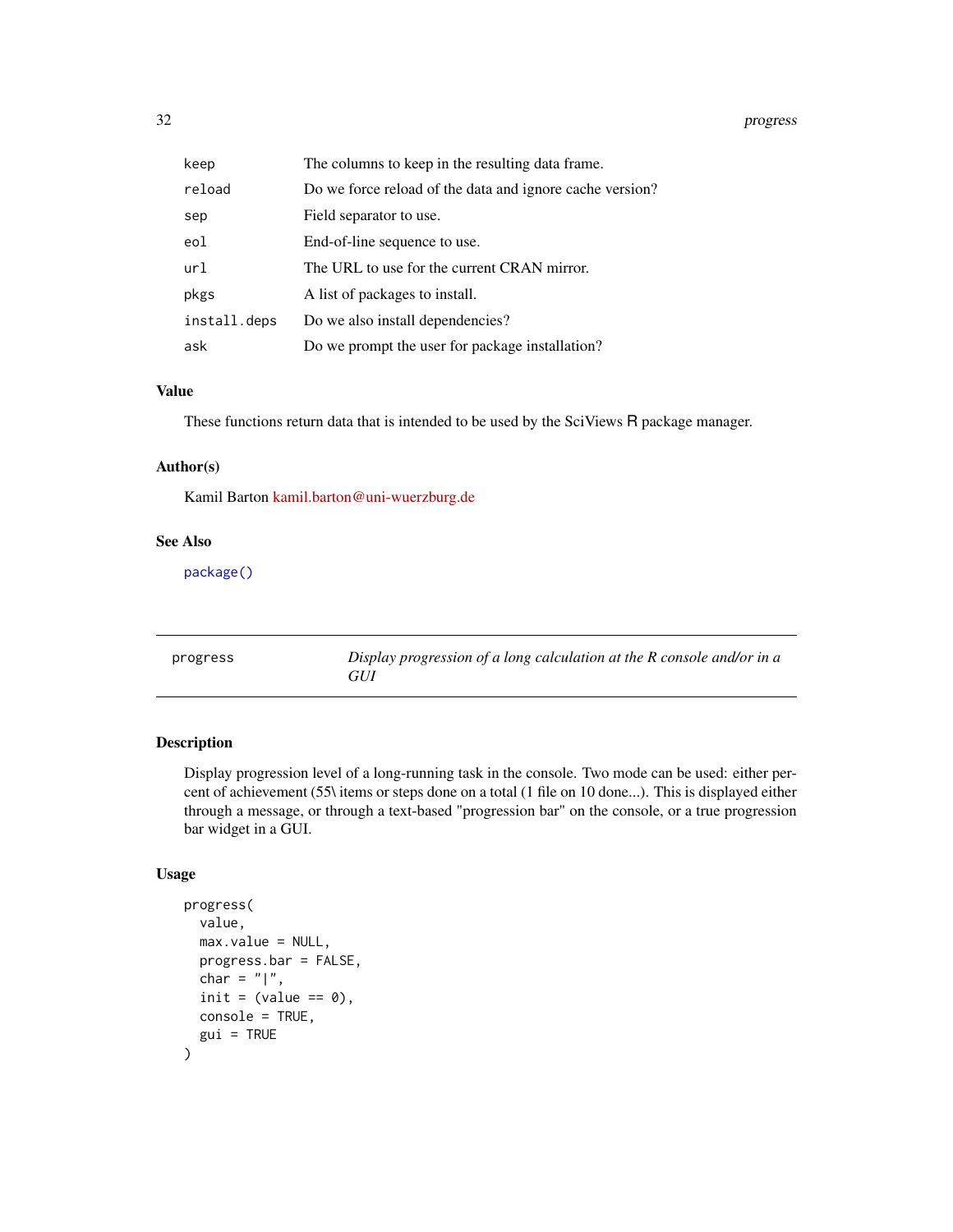| | |
|---|---|
| `keep` | The columns to keep in the resulting data frame. |
| `reload` | Do we force reload of the data and ignore cache version? |
| `sep` | Field separator to use. |
| `eol` | End-of-line sequence to use. |
| `url` | The URL to use for the current CRAN mirror. |
| `pkgs` | A list of packages to install. |
| `install.deps` | Do we also install dependencies? |
| `ask` | Do we prompt the user for package installation? |

### Value

These functions return data that is intended to be used by the SciViews R package manager.

### Author(s)

Kamil Barton kamil.barton@uni-wuerzburg.de

### See Also

`package()`

---

## progress — *Display progression of a long calculation at the R console and/or in a GUI*

---

### Description

Display progression level of a long-running task in the console. Two mode can be used: either percent of achievement (55\ items or steps done on a total (1 file on 10 done...). This is displayed either through a message, or through a text-based "progression bar" on the console, or a true progression bar widget in a GUI.

### Usage

```
progress(
  value,
  max.value = NULL,
  progress.bar = FALSE,
  char = "|",
  init = (value == 0),
  console = TRUE,
  gui = TRUE
)
```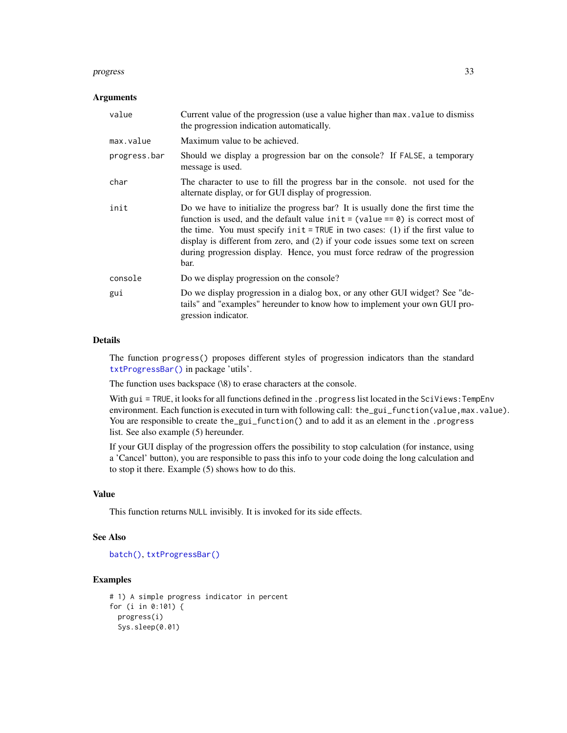### Arguments

| | |
|---|---|
| `value` | Current value of the progression (use a value higher than `max.value` to dismiss the progression indication automatically. |
| `max.value` | Maximum value to be achieved. |
| `progress.bar` | Should we display a progression bar on the console? If `FALSE`, a temporary message is used. |
| `char` | The character to use to fill the progress bar in the console. not used for the alternate display, or for GUI display of progression. |
| `init` | Do we have to initialize the progress bar? It is usually done the first time the function is used, and the default value `init = (value == 0)` is correct most of the time. You must specify `init = TRUE` in two cases: (1) if the first value to display is different from zero, and (2) if your code issues some text on screen during progression display. Hence, you must force redraw of the progression bar. |
| `console` | Do we display progression on the console? |
| `gui` | Do we display progression in a dialog box, or any other GUI widget? See "details" and "examples" hereunder to know how to implement your own GUI progression indicator. |

### Details

The function `progress()` proposes different styles of progression indicators than the standard `txtProgressBar()` in package 'utils'.

The function uses backspace (\8) to erase characters at the console.

With `gui = TRUE`, it looks for all functions defined in the `.progress` list located in the `SciViews:TempEnv` environment. Each function is executed in turn with following call: `the_gui_function(value,max.value)`. You are responsible to create `the_gui_function()` and to add it as an element in the `.progress` list. See also example (5) hereunder.

If your GUI display of the progression offers the possibility to stop calculation (for instance, using a 'Cancel' button), you are responsible to pass this info to your code doing the long calculation and to stop it there. Example (5) shows how to do this.

### Value

This function returns `NULL` invisibly. It is invoked for its side effects.

### See Also

`batch()`, `txtProgressBar()`

### Examples

```
# 1) A simple progress indicator in percent
for (i in 0:101) {
  progress(i)
  Sys.sleep(0.01)
```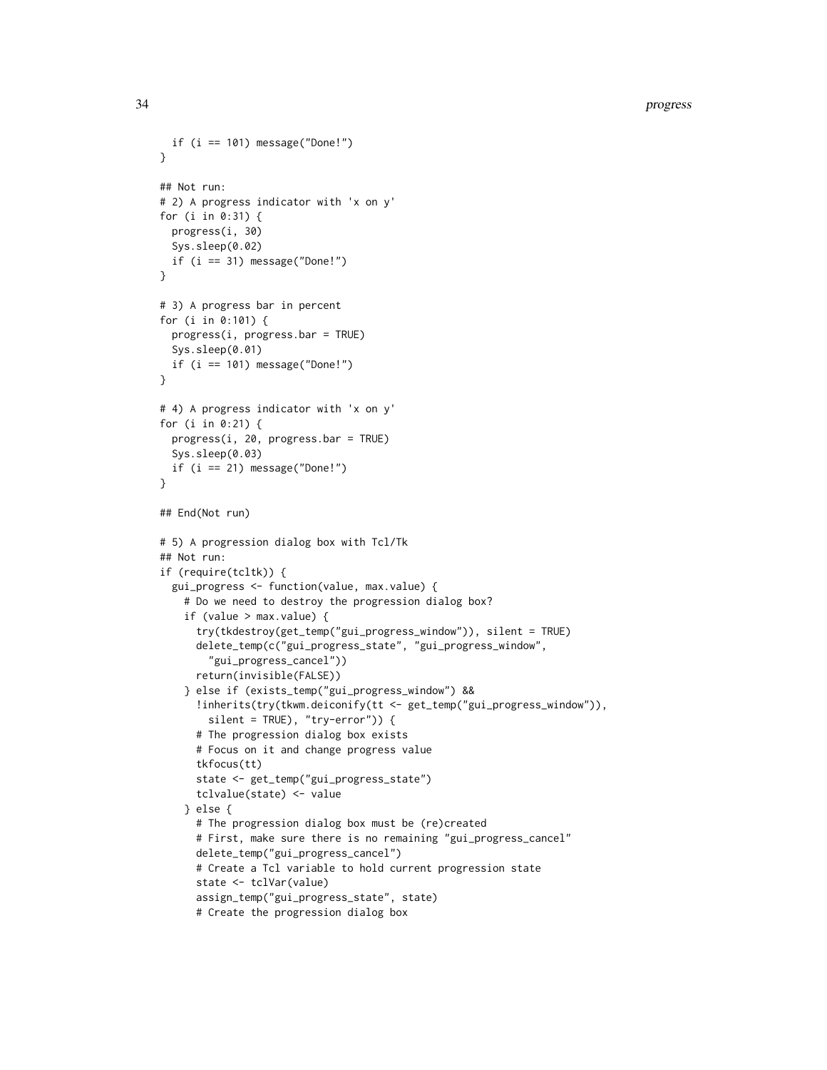```
  if (i == 101) message("Done!")
}

## Not run:
# 2) A progress indicator with 'x on y'
for (i in 0:31) {
  progress(i, 30)
  Sys.sleep(0.02)
  if (i == 31) message("Done!")
}

# 3) A progress bar in percent
for (i in 0:101) {
  progress(i, progress.bar = TRUE)
  Sys.sleep(0.01)
  if (i == 101) message("Done!")
}

# 4) A progress indicator with 'x on y'
for (i in 0:21) {
  progress(i, 20, progress.bar = TRUE)
  Sys.sleep(0.03)
  if (i == 21) message("Done!")
}

## End(Not run)

# 5) A progression dialog box with Tcl/Tk
## Not run:
if (require(tcltk)) {
  gui_progress <- function(value, max.value) {
    # Do we need to destroy the progression dialog box?
    if (value > max.value) {
      try(tkdestroy(get_temp("gui_progress_window")), silent = TRUE)
      delete_temp(c("gui_progress_state", "gui_progress_window",
        "gui_progress_cancel"))
      return(invisible(FALSE))
    } else if (exists_temp("gui_progress_window") &&
      !inherits(try(tkwm.deiconify(tt <- get_temp("gui_progress_window")),
        silent = TRUE), "try-error")) {
      # The progression dialog box exists
      # Focus on it and change progress value
      tkfocus(tt)
      state <- get_temp("gui_progress_state")
      tclvalue(state) <- value
    } else {
      # The progression dialog box must be (re)created
      # First, make sure there is no remaining "gui_progress_cancel"
      delete_temp("gui_progress_cancel")
      # Create a Tcl variable to hold current progression state
      state <- tclVar(value)
      assign_temp("gui_progress_state", state)
      # Create the progression dialog box
```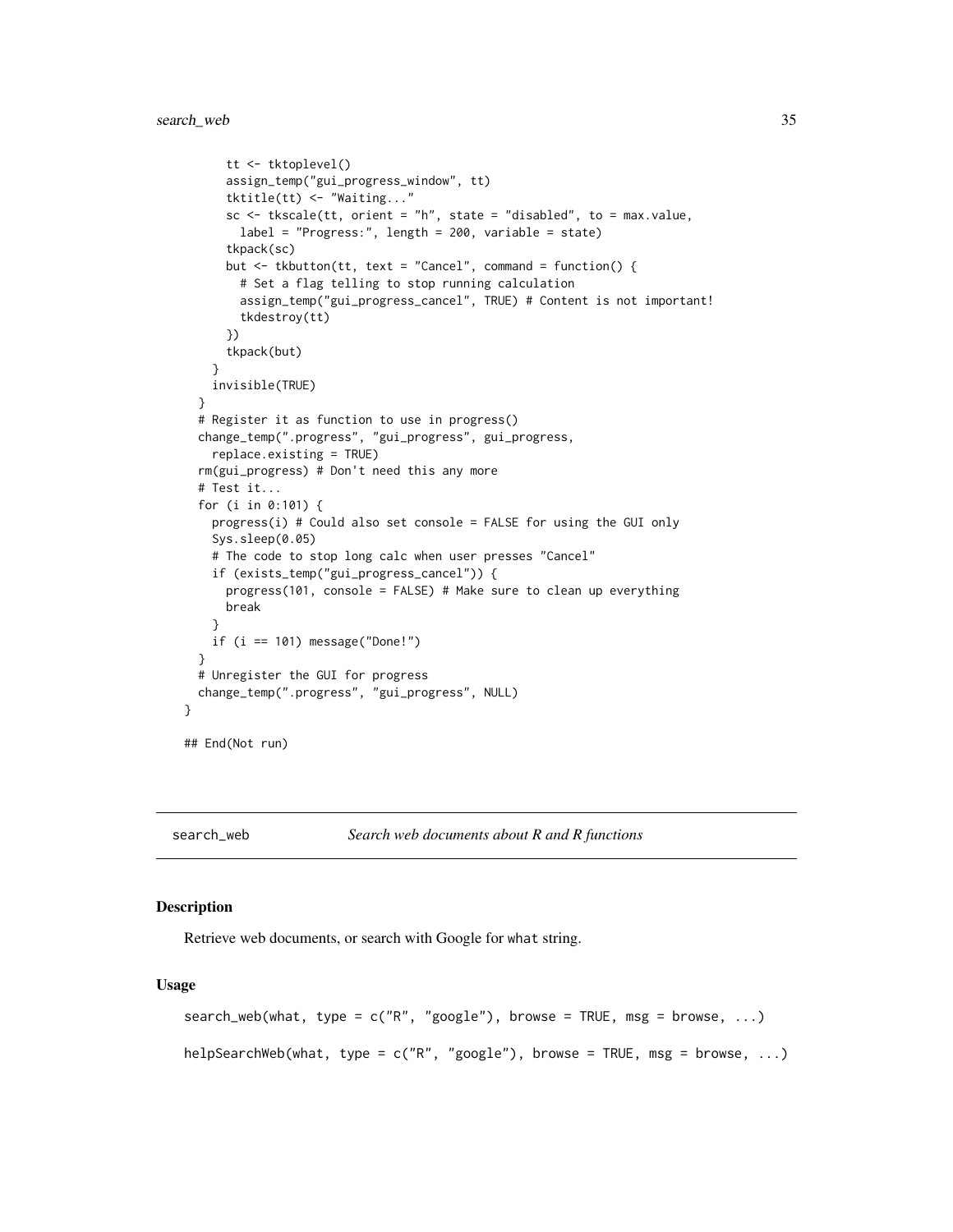```
    tt <- tktoplevel()
    assign_temp("gui_progress_window", tt)
    tktitle(tt) <- "Waiting..."
    sc <- tkscale(tt, orient = "h", state = "disabled", to = max.value,
      label = "Progress:", length = 200, variable = state)
    tkpack(sc)
    but <- tkbutton(tt, text = "Cancel", command = function() {
      # Set a flag telling to stop running calculation
      assign_temp("gui_progress_cancel", TRUE) # Content is not important!
      tkdestroy(tt)
    })
    tkpack(but)
  }
  invisible(TRUE)
}
# Register it as function to use in progress()
change_temp(".progress", "gui_progress", gui_progress,
  replace.existing = TRUE)
rm(gui_progress) # Don't need this any more
# Test it...
for (i in 0:101) {
  progress(i) # Could also set console = FALSE for using the GUI only
  Sys.sleep(0.05)
  # The code to stop long calc when user presses "Cancel"
  if (exists_temp("gui_progress_cancel")) {
    progress(101, console = FALSE) # Make sure to clean up everything
    break
  }
  if (i == 101) message("Done!")
}
# Unregister the GUI for progress
change_temp(".progress", "gui_progress", NULL)
}

## End(Not run)
```

---

## search_web — *Search web documents about R and R functions*

### Description

Retrieve web documents, or search with Google for `what` string.

### Usage

```
search_web(what, type = c("R", "google"), browse = TRUE, msg = browse, ...)

helpSearchWeb(what, type = c("R", "google"), browse = TRUE, msg = browse, ...)
```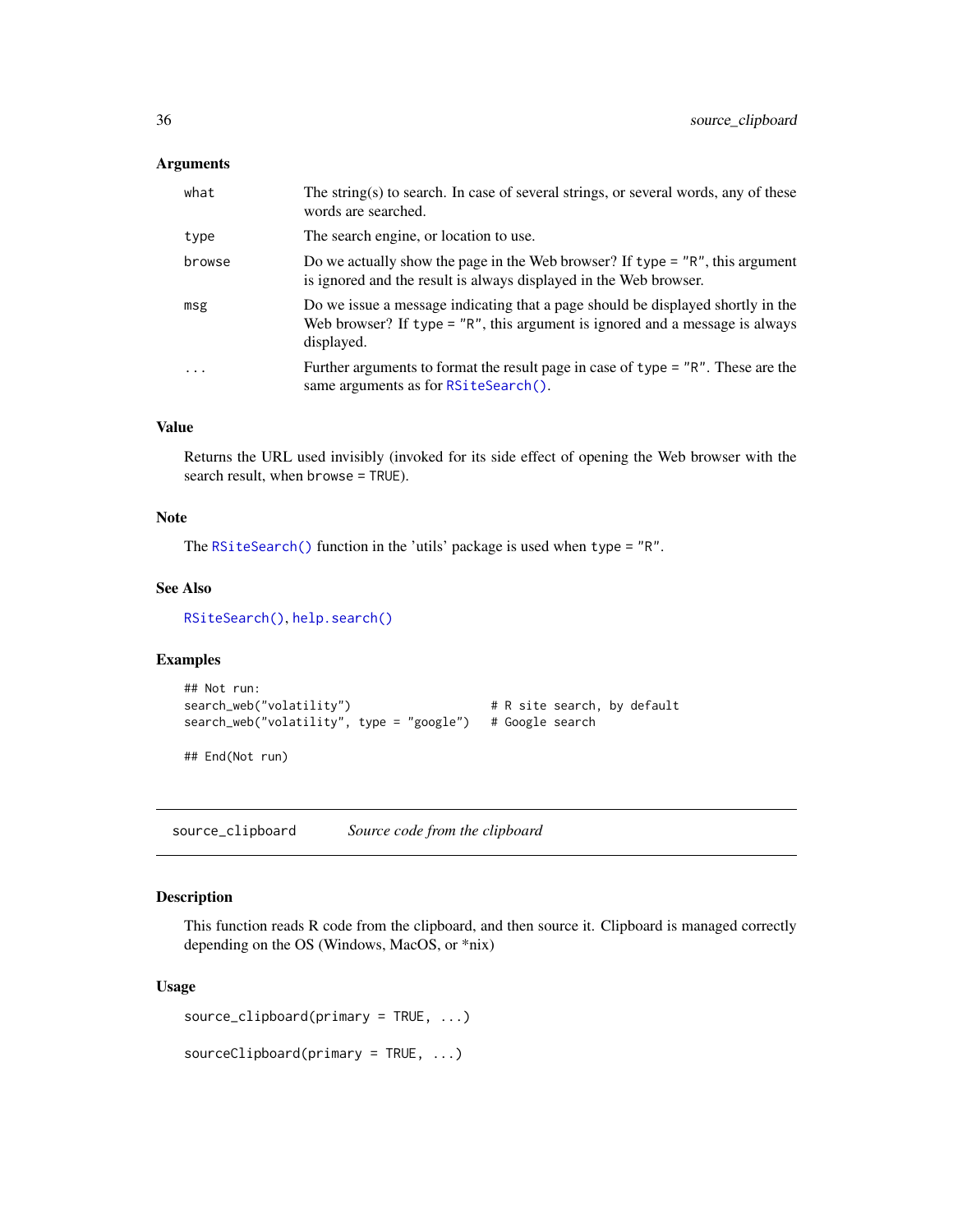### Arguments

| | |
|---|---|
| what | The string(s) to search. In case of several strings, or several words, any of these words are searched. |
| type | The search engine, or location to use. |
| browse | Do we actually show the page in the Web browser? If type = "R", this argument is ignored and the result is always displayed in the Web browser. |
| msg | Do we issue a message indicating that a page should be displayed shortly in the Web browser? If type = "R", this argument is ignored and a message is always displayed. |
| ... | Further arguments to format the result page in case of type = "R". These are the same arguments as for RSiteSearch(). |

### Value

Returns the URL used invisibly (invoked for its side effect of opening the Web browser with the search result, when browse = TRUE).

### Note

The RSiteSearch() function in the 'utils' package is used when type = "R".

### See Also

RSiteSearch(), help.search()

### Examples

```
## Not run:
search_web("volatility")                    # R site search, by default
search_web("volatility", type = "google")   # Google search

## End(Not run)
```

---

## source_clipboard *Source code from the clipboard*

---

### Description

This function reads R code from the clipboard, and then source it. Clipboard is managed correctly depending on the OS (Windows, MacOS, or *nix)

### Usage

```
source_clipboard(primary = TRUE, ...)

sourceClipboard(primary = TRUE, ...)
```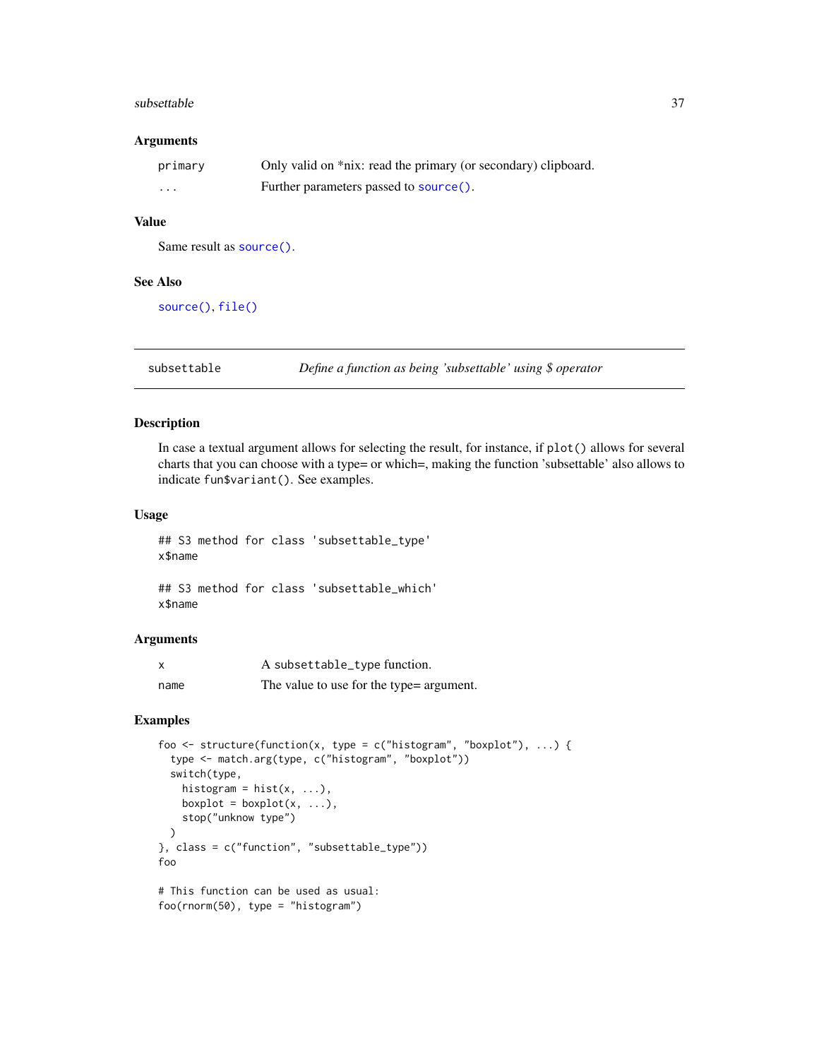### Arguments

| | |
|---|---|
| `primary` | Only valid on *nix: read the primary (or secondary) clipboard. |
| `...` | Further parameters passed to `source()`. |

### Value

Same result as `source()`.

### See Also

`source()`, `file()`

---

## subsettable *Define a function as being 'subsettable' using $ operator*

### Description

In case a textual argument allows for selecting the result, for instance, if `plot()` allows for several charts that you can choose with a type= or which=, making the function 'subsettable' also allows to indicate `fun$variant()`. See examples.

### Usage

```
## S3 method for class 'subsettable_type'
x$name

## S3 method for class 'subsettable_which'
x$name
```

### Arguments

| | |
|---|---|
| `x` | A `subsettable_type` function. |
| `name` | The value to use for the type= argument. |

### Examples

```
foo <- structure(function(x, type = c("histogram", "boxplot"), ...) {
  type <- match.arg(type, c("histogram", "boxplot"))
  switch(type,
    histogram = hist(x, ...),
    boxplot = boxplot(x, ...),
    stop("unknow type")
  )
}, class = c("function", "subsettable_type"))
foo

# This function can be used as usual:
foo(rnorm(50), type = "histogram")
```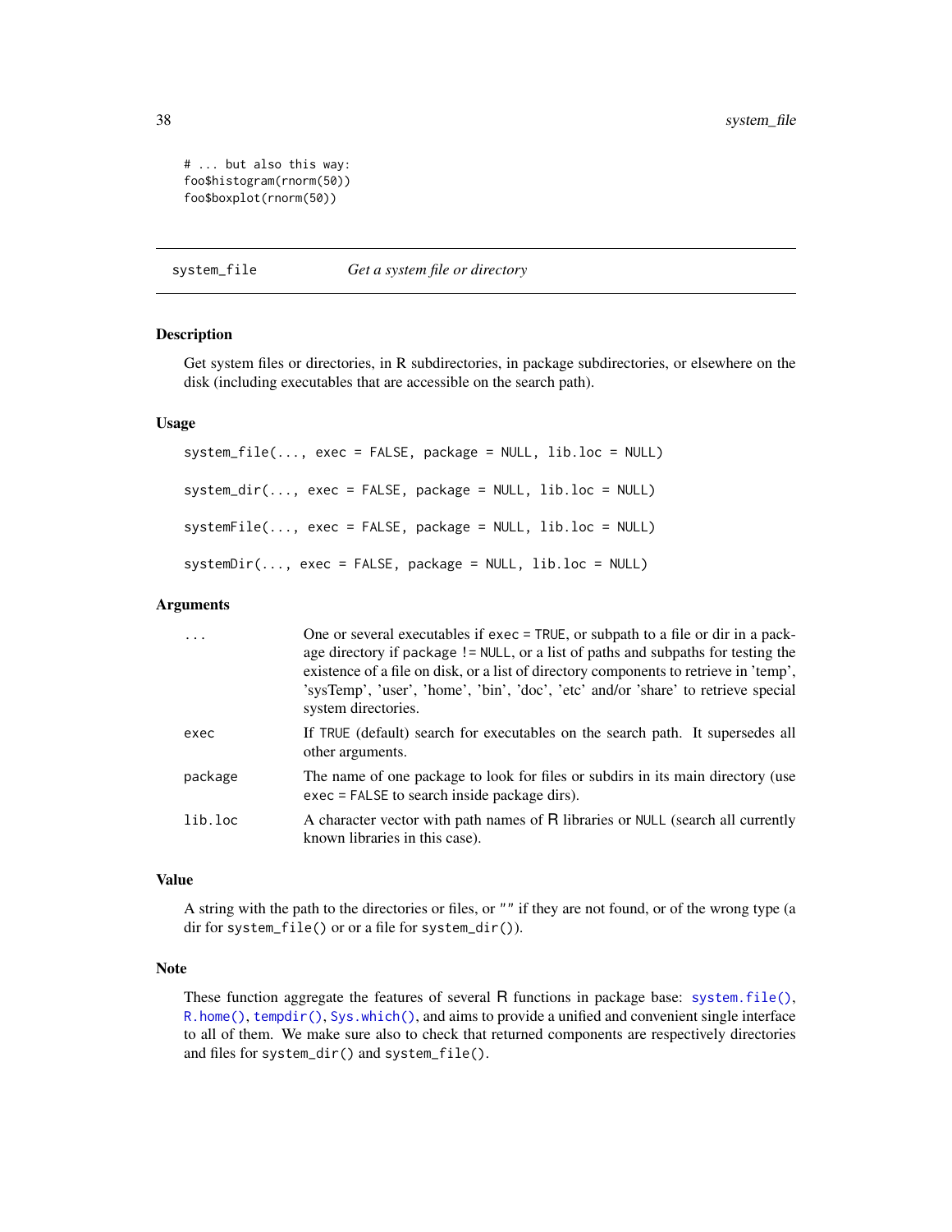```
# ... but also this way:
foo$histogram(rnorm(50))
foo$boxplot(rnorm(50))
```

## system_file — *Get a system file or directory*

### Description

Get system files or directories, in R subdirectories, in package subdirectories, or elsewhere on the disk (including executables that are accessible on the search path).

### Usage

```
system_file(..., exec = FALSE, package = NULL, lib.loc = NULL)

system_dir(..., exec = FALSE, package = NULL, lib.loc = NULL)

systemFile(..., exec = FALSE, package = NULL, lib.loc = NULL)

systemDir(..., exec = FALSE, package = NULL, lib.loc = NULL)
```

### Arguments

| | |
|---|---|
| `...` | One or several executables if `exec = TRUE`, or subpath to a file or dir in a package directory if `package != NULL`, or a list of paths and subpaths for testing the existence of a file on disk, or a list of directory components to retrieve in 'temp', 'sysTemp', 'user', 'home', 'bin', 'doc', 'etc' and/or 'share' to retrieve special system directories. |
| `exec` | If `TRUE` (default) search for executables on the search path. It supersedes all other arguments. |
| `package` | The name of one package to look for files or subdirs in its main directory (use `exec = FALSE` to search inside package dirs). |
| `lib.loc` | A character vector with path names of R libraries or `NULL` (search all currently known libraries in this case). |

### Value

A string with the path to the directories or files, or `""` if they are not found, or of the wrong type (a dir for `system_file()` or or a file for `system_dir()`).

### Note

These function aggregate the features of several R functions in package base: `system.file()`, `R.home()`, `tempdir()`, `Sys.which()`, and aims to provide a unified and convenient single interface to all of them. We make sure also to check that returned components are respectively directories and files for `system_dir()` and `system_file()`.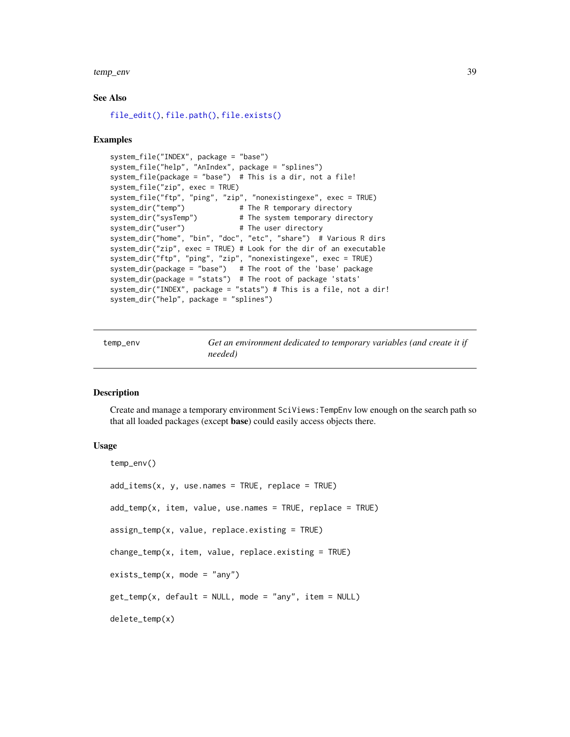### See Also

file_edit(), file.path(), file.exists()

### Examples

```
system_file("INDEX", package = "base")
system_file("help", "AnIndex", package = "splines")
system_file(package = "base")  # This is a dir, not a file!
system_file("zip", exec = TRUE)
system_file("ftp", "ping", "zip", "nonexistingexe", exec = TRUE)
system_dir("temp")             # The R temporary directory
system_dir("sysTemp")          # The system temporary directory
system_dir("user")             # The user directory
system_dir("home", "bin", "doc", "etc", "share")  # Various R dirs
system_dir("zip", exec = TRUE) # Look for the dir of an executable
system_dir("ftp", "ping", "zip", "nonexistingexe", exec = TRUE)
system_dir(package = "base")   # The root of the 'base' package
system_dir(package = "stats")  # The root of package 'stats'
system_dir("INDEX", package = "stats") # This is a file, not a dir!
system_dir("help", package = "splines")
```

---

## temp_env — *Get an environment dedicated to temporary variables (and create it if needed)*

---

### Description

Create and manage a temporary environment `SciViews:TempEnv` low enough on the search path so that all loaded packages (except **base**) could easily access objects there.

### Usage

```
temp_env()

add_items(x, y, use.names = TRUE, replace = TRUE)

add_temp(x, item, value, use.names = TRUE, replace = TRUE)

assign_temp(x, value, replace.existing = TRUE)

change_temp(x, item, value, replace.existing = TRUE)

exists_temp(x, mode = "any")

get_temp(x, default = NULL, mode = "any", item = NULL)

delete_temp(x)
```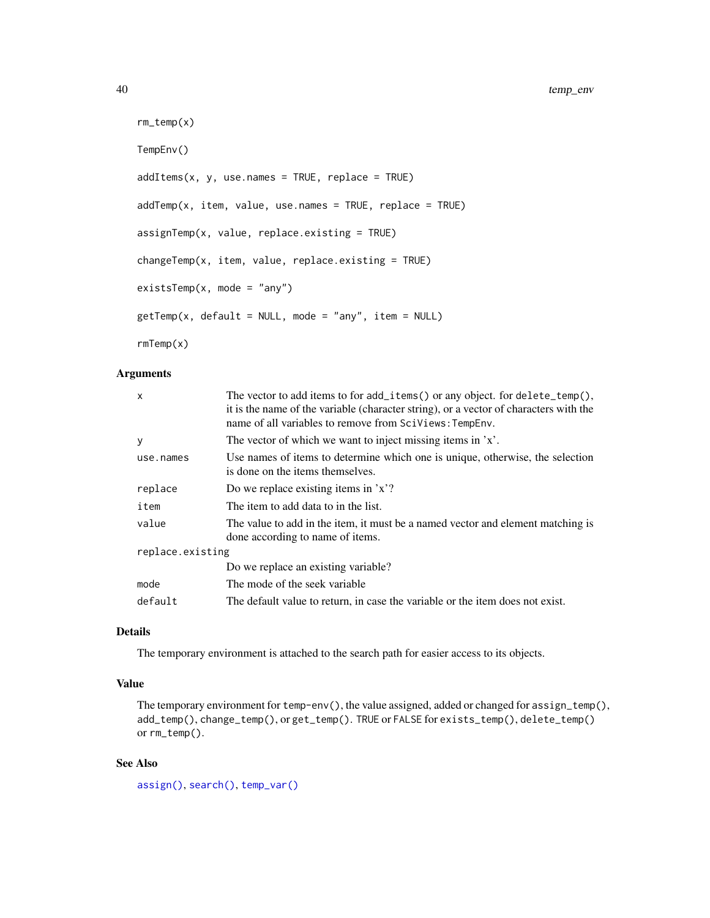```
rm_temp(x)

TempEnv()

addItems(x, y, use.names = TRUE, replace = TRUE)

addTemp(x, item, value, use.names = TRUE, replace = TRUE)

assignTemp(x, value, replace.existing = TRUE)

changeTemp(x, item, value, replace.existing = TRUE)

existsTemp(x, mode = "any")

getTemp(x, default = NULL, mode = "any", item = NULL)

rmTemp(x)
```

### Arguments

| | |
|---|---|
| x | The vector to add items to for `add_items()` or any object. for `delete_temp()`, it is the name of the variable (character string), or a vector of characters with the name of all variables to remove from `SciViews:TempEnv`. |
| y | The vector of which we want to inject missing items in 'x'. |
| use.names | Use names of items to determine which one is unique, otherwise, the selection is done on the items themselves. |
| replace | Do we replace existing items in 'x'? |
| item | The item to add data to in the list. |
| value | The value to add in the item, it must be a named vector and element matching is done according to name of items. |
| replace.existing | Do we replace an existing variable? |
| mode | The mode of the seek variable |
| default | The default value to return, in case the variable or the item does not exist. |

### Details

The temporary environment is attached to the search path for easier access to its objects.

### Value

The temporary environment for `temp-env()`, the value assigned, added or changed for `assign_temp()`, `add_temp()`, `change_temp()`, or `get_temp()`. `TRUE` or `FALSE` for `exists_temp()`, `delete_temp()` or `rm_temp()`.

### See Also

`assign()`, `search()`, `temp_var()`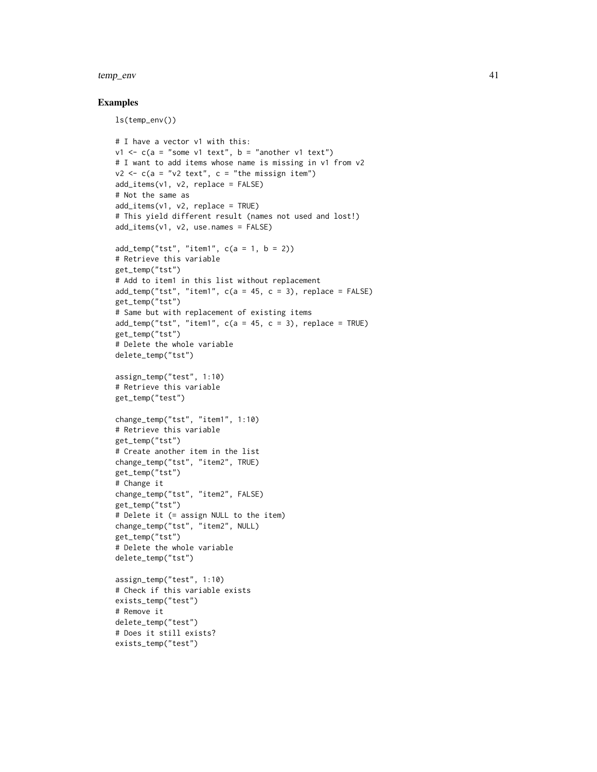### Examples

```
ls(temp_env())

# I have a vector v1 with this:
v1 <- c(a = "some v1 text", b = "another v1 text")
# I want to add items whose name is missing in v1 from v2
v2 <- c(a = "v2 text", c = "the missign item")
add_items(v1, v2, replace = FALSE)
# Not the same as
add_items(v1, v2, replace = TRUE)
# This yield different result (names not used and lost!)
add_items(v1, v2, use.names = FALSE)

add_temp("tst", "item1", c(a = 1, b = 2))
# Retrieve this variable
get_temp("tst")
# Add to item1 in this list without replacement
add_temp("tst", "item1", c(a = 45, c = 3), replace = FALSE)
get_temp("tst")
# Same but with replacement of existing items
add_temp("tst", "item1", c(a = 45, c = 3), replace = TRUE)
get_temp("tst")
# Delete the whole variable
delete_temp("tst")

assign_temp("test", 1:10)
# Retrieve this variable
get_temp("test")

change_temp("tst", "item1", 1:10)
# Retrieve this variable
get_temp("tst")
# Create another item in the list
change_temp("tst", "item2", TRUE)
get_temp("tst")
# Change it
change_temp("tst", "item2", FALSE)
get_temp("tst")
# Delete it (= assign NULL to the item)
change_temp("tst", "item2", NULL)
get_temp("tst")
# Delete the whole variable
delete_temp("tst")

assign_temp("test", 1:10)
# Check if this variable exists
exists_temp("test")
# Remove it
delete_temp("test")
# Does it still exists?
exists_temp("test")
```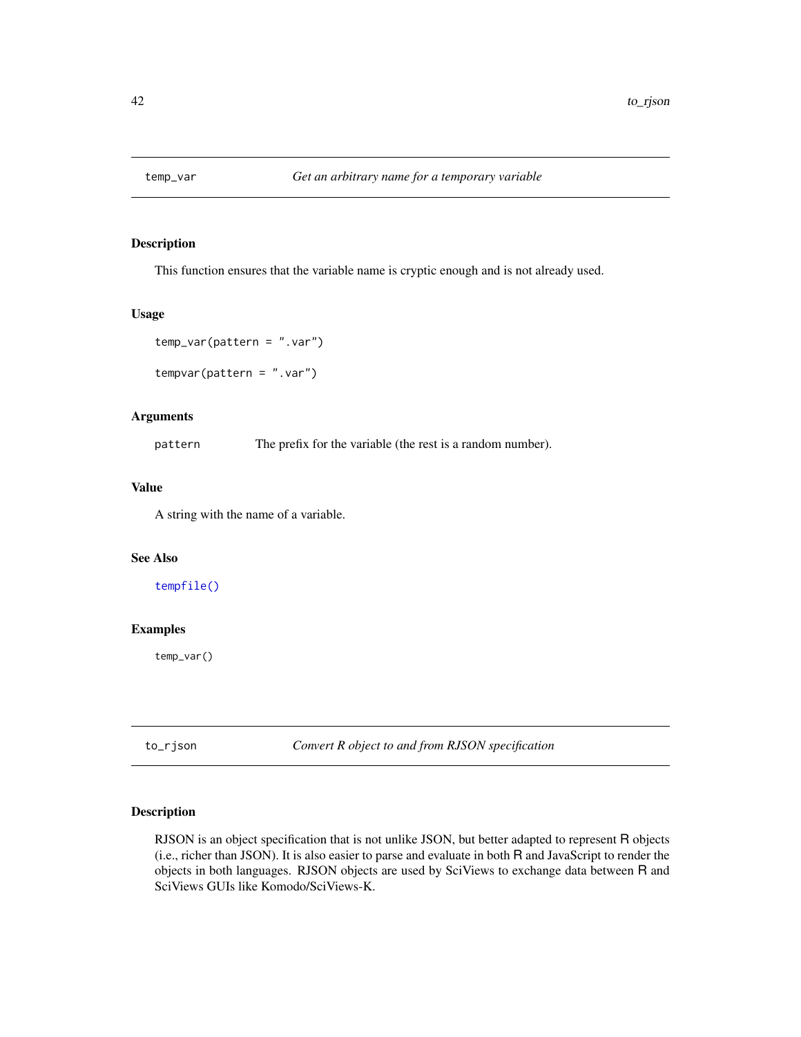## temp_var — *Get an arbitrary name for a temporary variable*

### Description

This function ensures that the variable name is cryptic enough and is not already used.

### Usage

```
temp_var(pattern = ".var")

tempvar(pattern = ".var")
```

### Arguments

| | |
|---|---|
| `pattern` | The prefix for the variable (the rest is a random number). |

### Value

A string with the name of a variable.

### See Also

`tempfile()`

### Examples

```
temp_var()
```

## to_rjson — *Convert R object to and from RJSON specification*

### Description

RJSON is an object specification that is not unlike JSON, but better adapted to represent R objects (i.e., richer than JSON). It is also easier to parse and evaluate in both R and JavaScript to render the objects in both languages. RJSON objects are used by SciViews to exchange data between R and SciViews GUIs like Komodo/SciViews-K.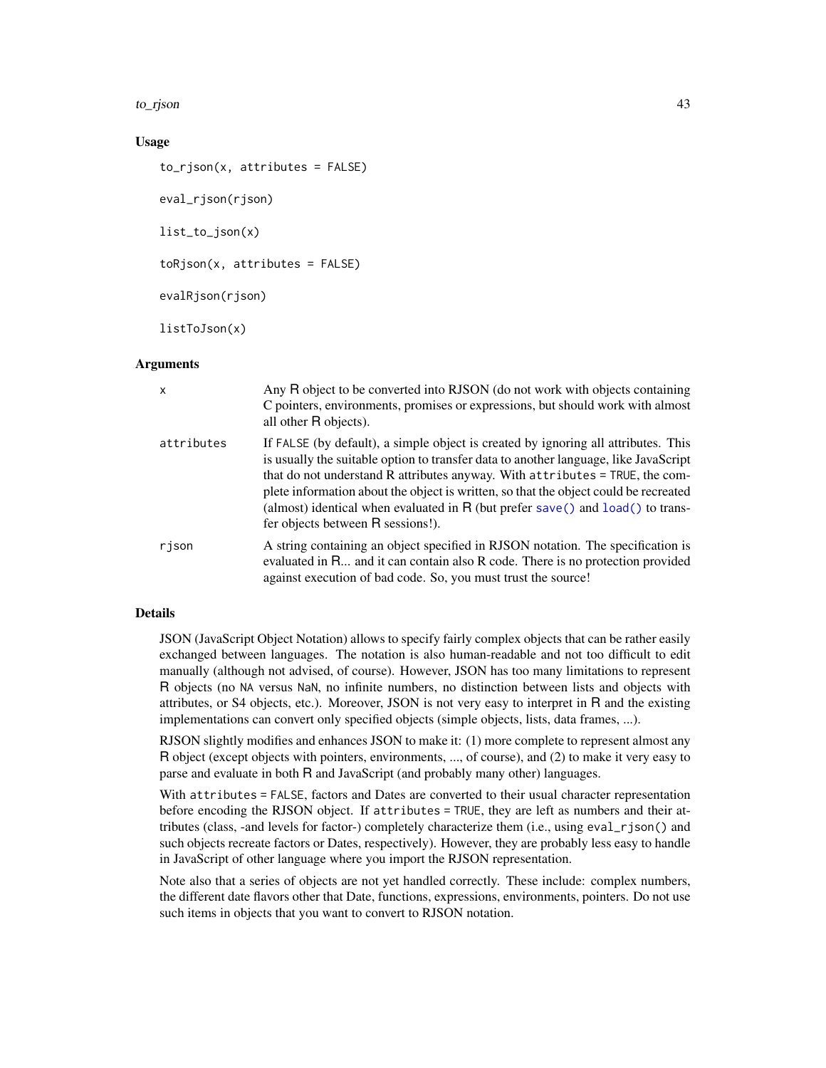### Usage

```
to_rjson(x, attributes = FALSE)

eval_rjson(rjson)

list_to_json(x)

toRjson(x, attributes = FALSE)

evalRjson(rjson)

listToJson(x)
```

### Arguments

| | |
|---|---|
| x | Any R object to be converted into RJSON (do not work with objects containing C pointers, environments, promises or expressions, but should work with almost all other R objects). |
| attributes | If FALSE (by default), a simple object is created by ignoring all attributes. This is usually the suitable option to transfer data to another language, like JavaScript that do not understand R attributes anyway. With attributes = TRUE, the complete information about the object is written, so that the object could be recreated (almost) identical when evaluated in R (but prefer save() and load() to transfer objects between R sessions!). |
| rjson | A string containing an object specified in RJSON notation. The specification is evaluated in R... and it can contain also R code. There is no protection provided against execution of bad code. So, you must trust the source! |

### Details

JSON (JavaScript Object Notation) allows to specify fairly complex objects that can be rather easily exchanged between languages. The notation is also human-readable and not too difficult to edit manually (although not advised, of course). However, JSON has too many limitations to represent R objects (no NA versus NaN, no infinite numbers, no distinction between lists and objects with attributes, or S4 objects, etc.). Moreover, JSON is not very easy to interpret in R and the existing implementations can convert only specified objects (simple objects, lists, data frames, ...).

RJSON slightly modifies and enhances JSON to make it: (1) more complete to represent almost any R object (except objects with pointers, environments, ..., of course), and (2) to make it very easy to parse and evaluate in both R and JavaScript (and probably many other) languages.

With attributes = FALSE, factors and Dates are converted to their usual character representation before encoding the RJSON object. If attributes = TRUE, they are left as numbers and their attributes (class, -and levels for factor-) completely characterize them (i.e., using eval_rjson() and such objects recreate factors or Dates, respectively). However, they are probably less easy to handle in JavaScript of other language where you import the RJSON representation.

Note also that a series of objects are not yet handled correctly. These include: complex numbers, the different date flavors other that Date, functions, expressions, environments, pointers. Do not use such items in objects that you want to convert to RJSON notation.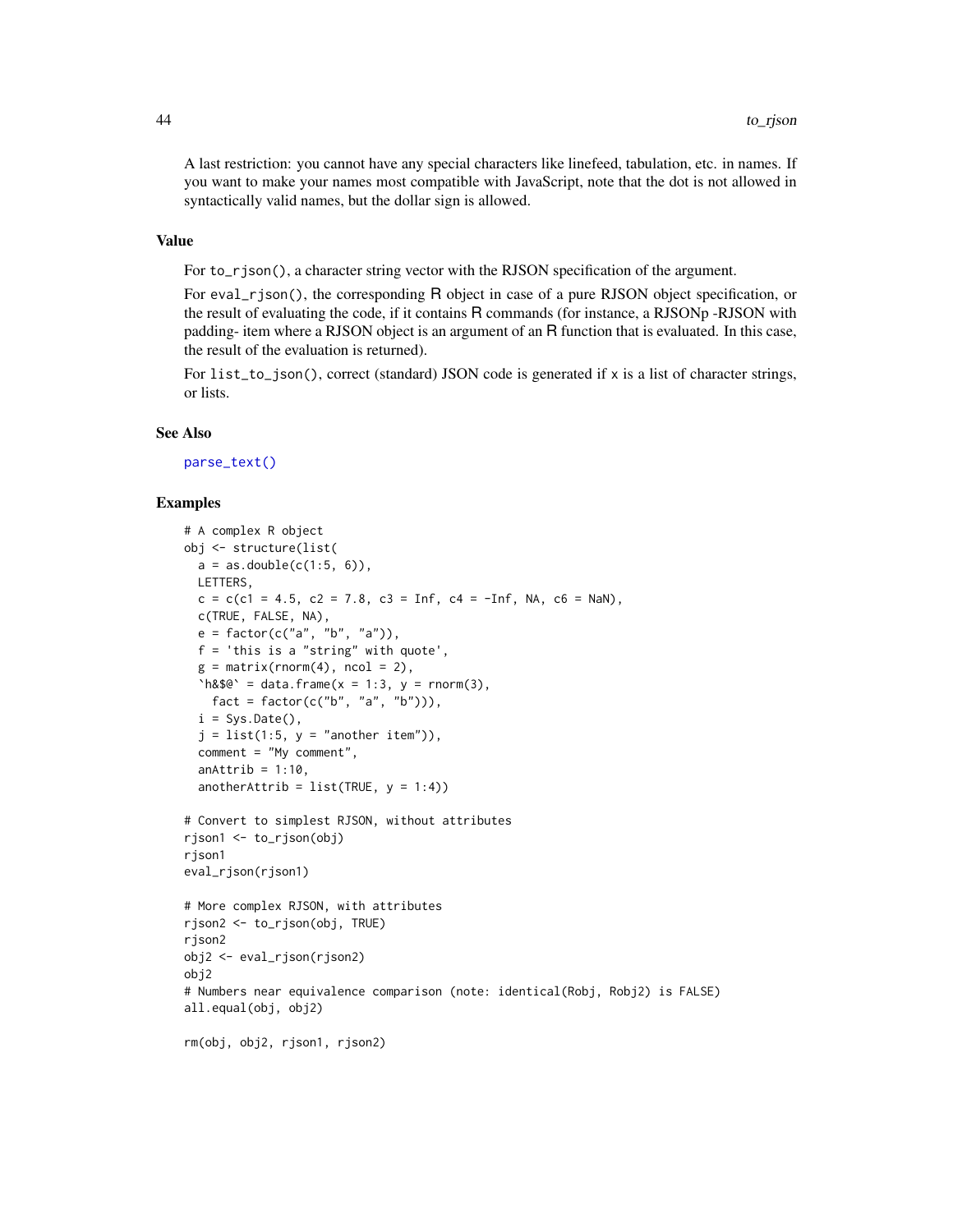A last restriction: you cannot have any special characters like linefeed, tabulation, etc. in names. If you want to make your names most compatible with JavaScript, note that the dot is not allowed in syntactically valid names, but the dollar sign is allowed.

## Value

For `to_rjson()`, a character string vector with the RJSON specification of the argument.

For `eval_rjson()`, the corresponding R object in case of a pure RJSON object specification, or the result of evaluating the code, if it contains R commands (for instance, a RJSONp -RJSON with padding- item where a RJSON object is an argument of an R function that is evaluated. In this case, the result of the evaluation is returned).

For `list_to_json()`, correct (standard) JSON code is generated if `x` is a list of character strings, or lists.

## See Also

`parse_text()`

## Examples

```
# A complex R object
obj <- structure(list(
  a = as.double(c(1:5, 6)),
  LETTERS,
  c = c(c1 = 4.5, c2 = 7.8, c3 = Inf, c4 = -Inf, NA, c6 = NaN),
  c(TRUE, FALSE, NA),
  e = factor(c("a", "b", "a")),
  f = 'this is a "string" with quote',
  g = matrix(rnorm(4), ncol = 2),
  `h&$@` = data.frame(x = 1:3, y = rnorm(3),
    fact = factor(c("b", "a", "b"))),
  i = Sys.Date(),
  j = list(1:5, y = "another item")),
  comment = "My comment",
  anAttrib = 1:10,
  anotherAttrib = list(TRUE, y = 1:4))

# Convert to simplest RJSON, without attributes
rjson1 <- to_rjson(obj)
rjson1
eval_rjson(rjson1)

# More complex RJSON, with attributes
rjson2 <- to_rjson(obj, TRUE)
rjson2
obj2 <- eval_rjson(rjson2)
obj2
# Numbers near equivalence comparison (note: identical(Robj, Robj2) is FALSE)
all.equal(obj, obj2)

rm(obj, obj2, rjson1, rjson2)
```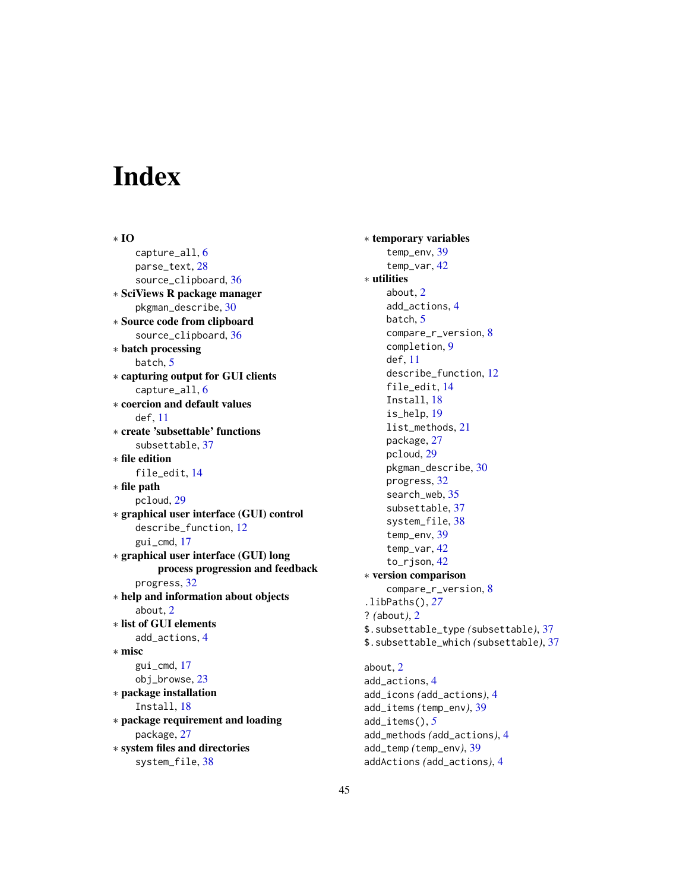# Index

∗ **IO**
  capture_all, 6
  parse_text, 28
  source_clipboard, 36
∗ **SciViews R package manager**
  pkgman_describe, 30
∗ **Source code from clipboard**
  source_clipboard, 36
∗ **batch processing**
  batch, 5
∗ **capturing output for GUI clients**
  capture_all, 6
∗ **coercion and default values**
  def, 11
∗ **create 'subsettable' functions**
  subsettable, 37
∗ **file edition**
  file_edit, 14
∗ **file path**
  pcloud, 29
∗ **graphical user interface (GUI) control**
  describe_function, 12
  gui_cmd, 17
∗ **graphical user interface (GUI) long process progression and feedback**
  progress, 32
∗ **help and information about objects**
  about, 2
∗ **list of GUI elements**
  add_actions, 4
∗ **misc**
  gui_cmd, 17
  obj_browse, 23
∗ **package installation**
  Install, 18
∗ **package requirement and loading**
  package, 27
∗ **system files and directories**
  system_file, 38
∗ **temporary variables**
  temp_env, 39
  temp_var, 42
∗ **utilities**
  about, 2
  add_actions, 4
  batch, 5
  compare_r_version, 8
  completion, 9
  def, 11
  describe_function, 12
  file_edit, 14
  Install, 18
  is_help, 19
  list_methods, 21
  package, 27
  pcloud, 29
  pkgman_describe, 30
  progress, 32
  search_web, 35
  subsettable, 37
  system_file, 38
  temp_env, 39
  temp_var, 42
  to_rjson, 42
∗ **version comparison**
  compare_r_version, 8

.libPaths(), *27*
? *(about)*, 2
$.subsettable_type *(subsettable)*, 37
$.subsettable_which *(subsettable)*, 37

about, 2
add_actions, 4
add_icons *(add_actions)*, 4
add_items *(temp_env)*, 39
add_items(), *5*
add_methods *(add_actions)*, 4
add_temp *(temp_env)*, 39
addActions *(add_actions)*, 4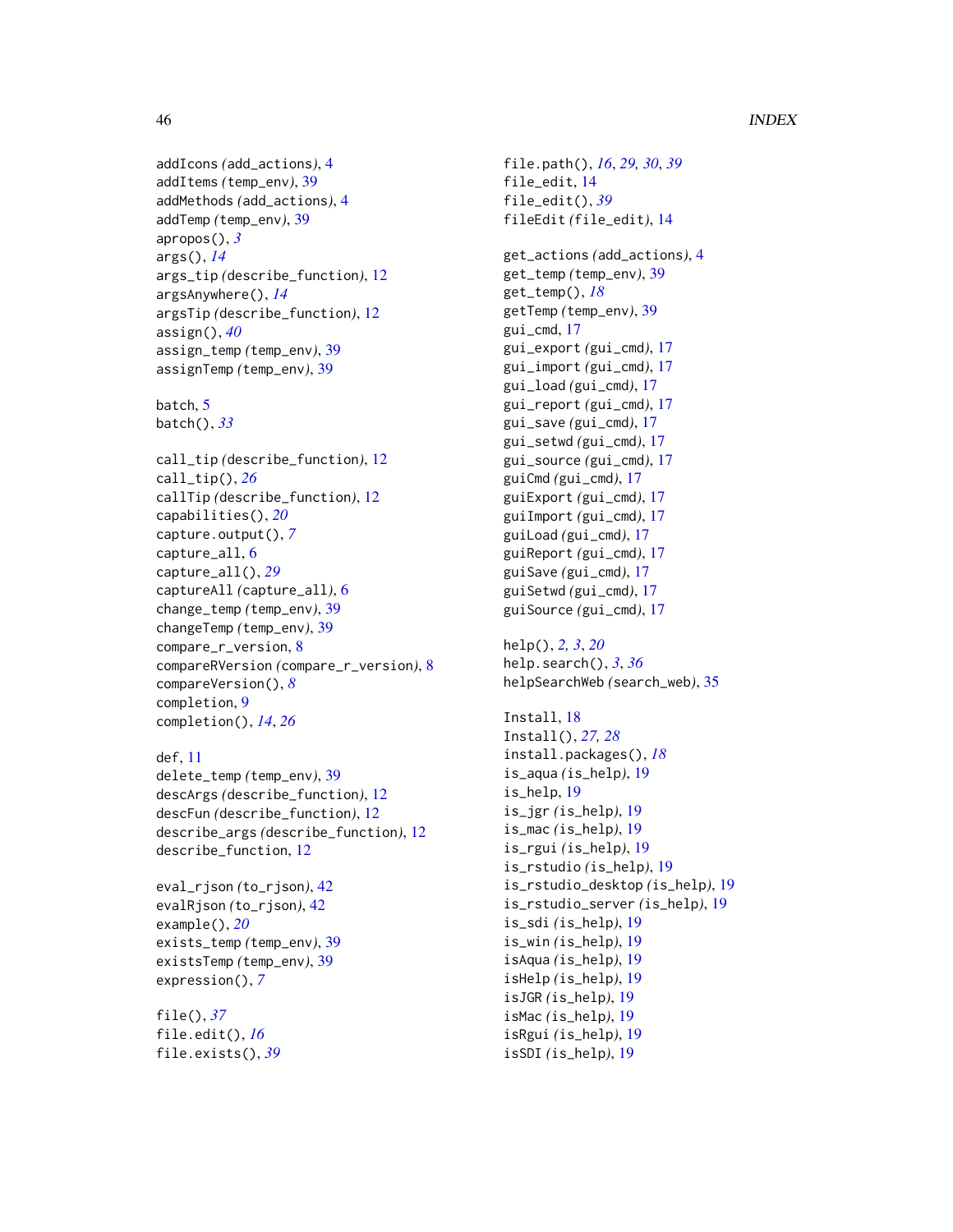addIcons *(add_actions)*, 4
addItems *(temp_env)*, 39
addMethods *(add_actions)*, 4
addTemp *(temp_env)*, 39
apropos(), *3*
args(), *14*
args_tip *(describe_function)*, 12
argsAnywhere(), *14*
argsTip *(describe_function)*, 12
assign(), *40*
assign_temp *(temp_env)*, 39
assignTemp *(temp_env)*, 39

batch, 5
batch(), *33*

call_tip *(describe_function)*, 12
call_tip(), *26*
callTip *(describe_function)*, 12
capabilities(), *20*
capture.output(), *7*
capture_all, 6
capture_all(), *29*
captureAll *(capture_all)*, 6
change_temp *(temp_env)*, 39
changeTemp *(temp_env)*, 39
compare_r_version, 8
compareRVersion *(compare_r_version)*, 8
compareVersion(), *8*
completion, 9
completion(), *14*, *26*

def, 11
delete_temp *(temp_env)*, 39
descArgs *(describe_function)*, 12
descFun *(describe_function)*, 12
describe_args *(describe_function)*, 12
describe_function, 12

eval_rjson *(to_rjson)*, 42
evalRjson *(to_rjson)*, 42
example(), *20*
exists_temp *(temp_env)*, 39
existsTemp *(temp_env)*, 39
expression(), *7*

file(), *37*
file.edit(), *16*
file.exists(), *39*
file.path(), *16*, *29, 30*, *39*
file_edit, 14
file_edit(), *39*
fileEdit *(file_edit)*, 14

get_actions *(add_actions)*, 4
get_temp *(temp_env)*, 39
get_temp(), *18*
getTemp *(temp_env)*, 39
gui_cmd, 17
gui_export *(gui_cmd)*, 17
gui_import *(gui_cmd)*, 17
gui_load *(gui_cmd)*, 17
gui_report *(gui_cmd)*, 17
gui_save *(gui_cmd)*, 17
gui_setwd *(gui_cmd)*, 17
gui_source *(gui_cmd)*, 17
guiCmd *(gui_cmd)*, 17
guiExport *(gui_cmd)*, 17
guiImport *(gui_cmd)*, 17
guiLoad *(gui_cmd)*, 17
guiReport *(gui_cmd)*, 17
guiSave *(gui_cmd)*, 17
guiSetwd *(gui_cmd)*, 17
guiSource *(gui_cmd)*, 17

help(), *2, 3*, *20*
help.search(), *3*, *36*
helpSearchWeb *(search_web)*, 35

Install, 18
Install(), *27, 28*
install.packages(), *18*
is_aqua *(is_help)*, 19
is_help, 19
is_jgr *(is_help)*, 19
is_mac *(is_help)*, 19
is_rgui *(is_help)*, 19
is_rstudio *(is_help)*, 19
is_rstudio_desktop *(is_help)*, 19
is_rstudio_server *(is_help)*, 19
is_sdi *(is_help)*, 19
is_win *(is_help)*, 19
isAqua *(is_help)*, 19
isHelp *(is_help)*, 19
isJGR *(is_help)*, 19
isMac *(is_help)*, 19
isRgui *(is_help)*, 19
isSDI *(is_help)*, 19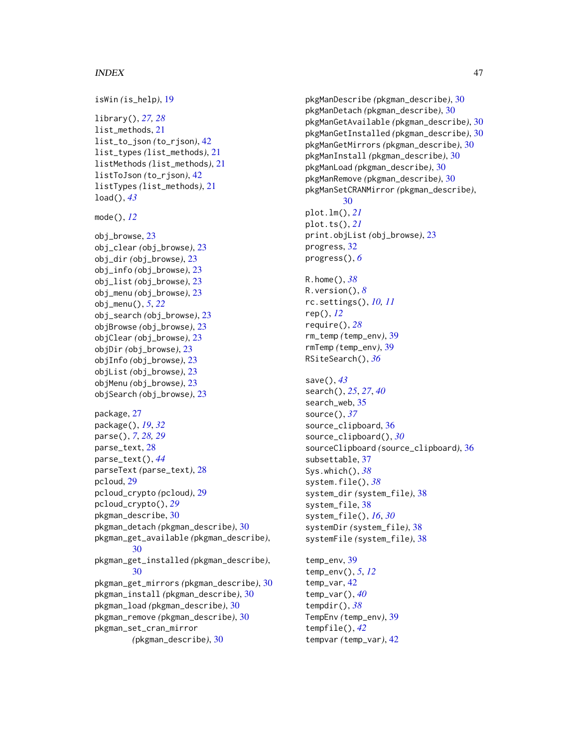isWin *(is_help)*, 19

library(), *27, 28*
list_methods, 21
list_to_json *(to_rjson)*, 42
list_types *(list_methods)*, 21
listMethods *(list_methods)*, 21
listToJson *(to_rjson)*, 42
listTypes *(list_methods)*, 21
load(), *43*

mode(), *12*

obj_browse, 23
obj_clear *(obj_browse)*, 23
obj_dir *(obj_browse)*, 23
obj_info *(obj_browse)*, 23
obj_list *(obj_browse)*, 23
obj_menu *(obj_browse)*, 23
obj_menu(), *5*, *22*
obj_search *(obj_browse)*, 23
objBrowse *(obj_browse)*, 23
objClear *(obj_browse)*, 23
objDir *(obj_browse)*, 23
objInfo *(obj_browse)*, 23
objList *(obj_browse)*, 23
objMenu *(obj_browse)*, 23
objSearch *(obj_browse)*, 23

package, 27
package(), *19*, *32*
parse(), *7*, *28, 29*
parse_text, 28
parse_text(), *44*
parseText *(parse_text)*, 28
pcloud, 29
pcloud_crypto *(pcloud)*, 29
pcloud_crypto(), *29*
pkgman_describe, 30
pkgman_detach *(pkgman_describe)*, 30
pkgman_get_available *(pkgman_describe)*, 30
pkgman_get_installed *(pkgman_describe)*, 30
pkgman_get_mirrors *(pkgman_describe)*, 30
pkgman_install *(pkgman_describe)*, 30
pkgman_load *(pkgman_describe)*, 30
pkgman_remove *(pkgman_describe)*, 30
pkgman_set_cran_mirror *(pkgman_describe)*, 30
pkgManDescribe *(pkgman_describe)*, 30
pkgManDetach *(pkgman_describe)*, 30
pkgManGetAvailable *(pkgman_describe)*, 30
pkgManGetInstalled *(pkgman_describe)*, 30
pkgManGetMirrors *(pkgman_describe)*, 30
pkgManInstall *(pkgman_describe)*, 30
pkgManLoad *(pkgman_describe)*, 30
pkgManRemove *(pkgman_describe)*, 30
pkgManSetCRANMirror *(pkgman_describe)*, 30
plot.lm(), *21*
plot.ts(), *21*
print.objList *(obj_browse)*, 23
progress, 32
progress(), *6*

R.home(), *38*
R.version(), *8*
rc.settings(), *10, 11*
rep(), *12*
require(), *28*
rm_temp *(temp_env)*, 39
rmTemp *(temp_env)*, 39
RSiteSearch(), *36*

save(), *43*
search(), *25*, *27*, *40*
search_web, 35
source(), *37*
source_clipboard, 36
source_clipboard(), *30*
sourceClipboard *(source_clipboard)*, 36
subsettable, 37
Sys.which(), *38*
system.file(), *38*
system_dir *(system_file)*, 38
system_file, 38
system_file(), *16*, *30*
systemDir *(system_file)*, 38
systemFile *(system_file)*, 38

temp_env, 39
temp_env(), *5*, *12*
temp_var, 42
temp_var(), *40*
tempdir(), *38*
TempEnv *(temp_env)*, 39
tempfile(), *42*
tempvar *(temp_var)*, 42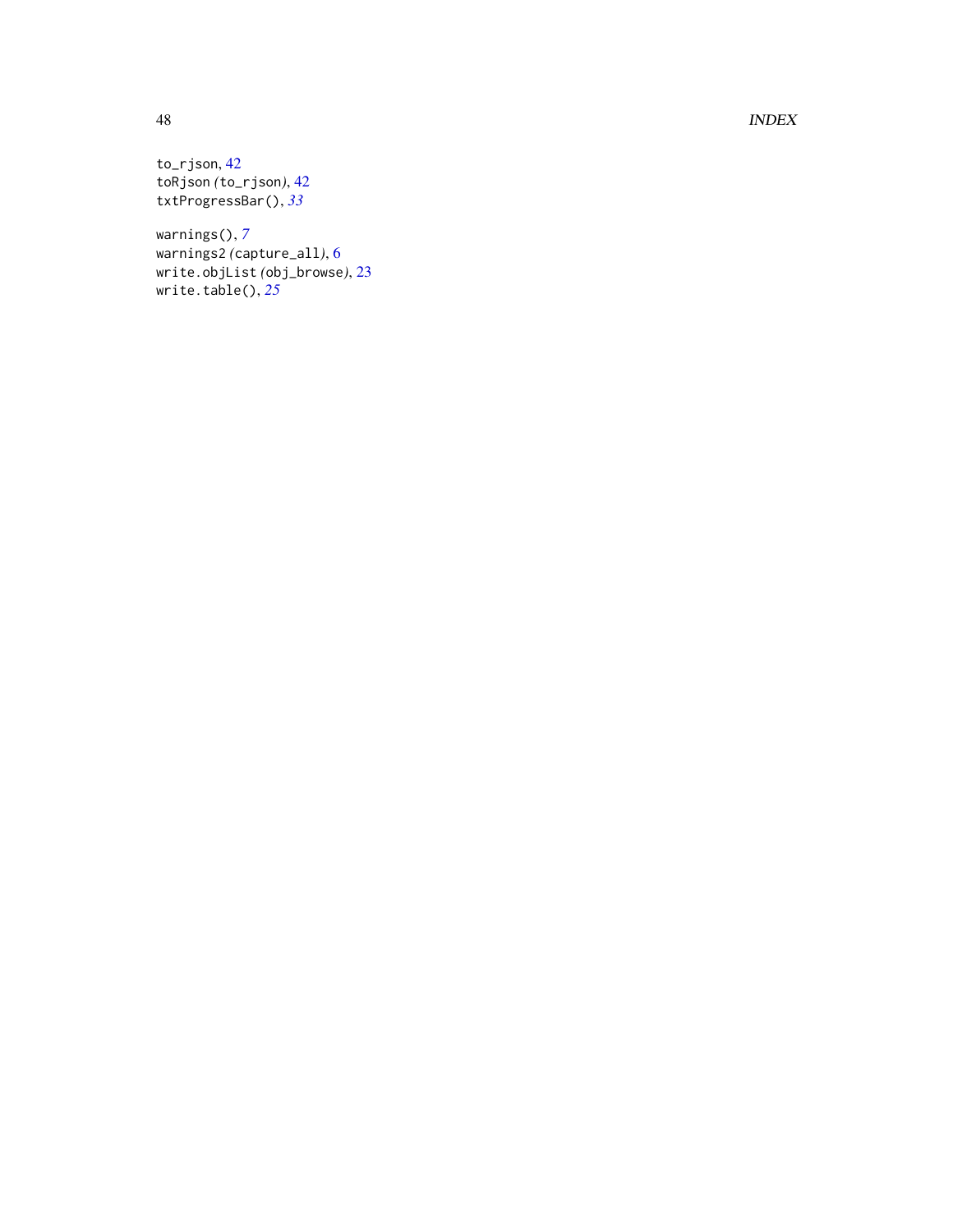to_rjson, 42
toRjson (to_rjson), 42
txtProgressBar(), *33*

warnings(), *7*
warnings2 (capture_all), 6
write.objList (obj_browse), 23
write.table(), *25*